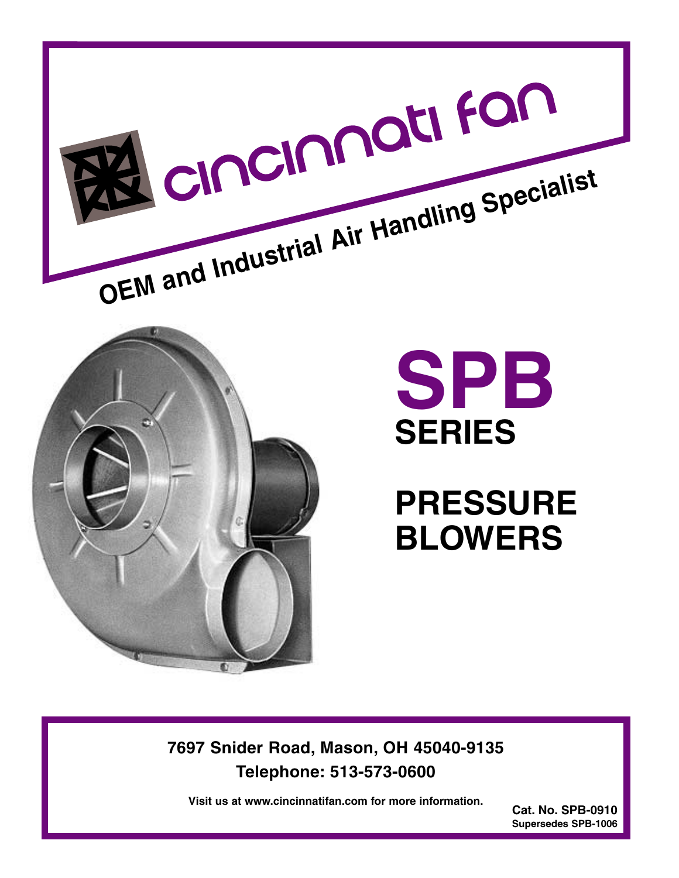# cincinnati fan

**OEM and Industrial Air Handling Specialist**

# SPB

## SERIES

## PRESSURE BLOWERS

**7697 Snider Road, Mason, OH 45040-9135**

**Telephone: 513-573-0600**

**Visit us at www.cincinnatifan.com for more information.**

**Cat. No. SPB-0910**
**Supersedes SPB-1006**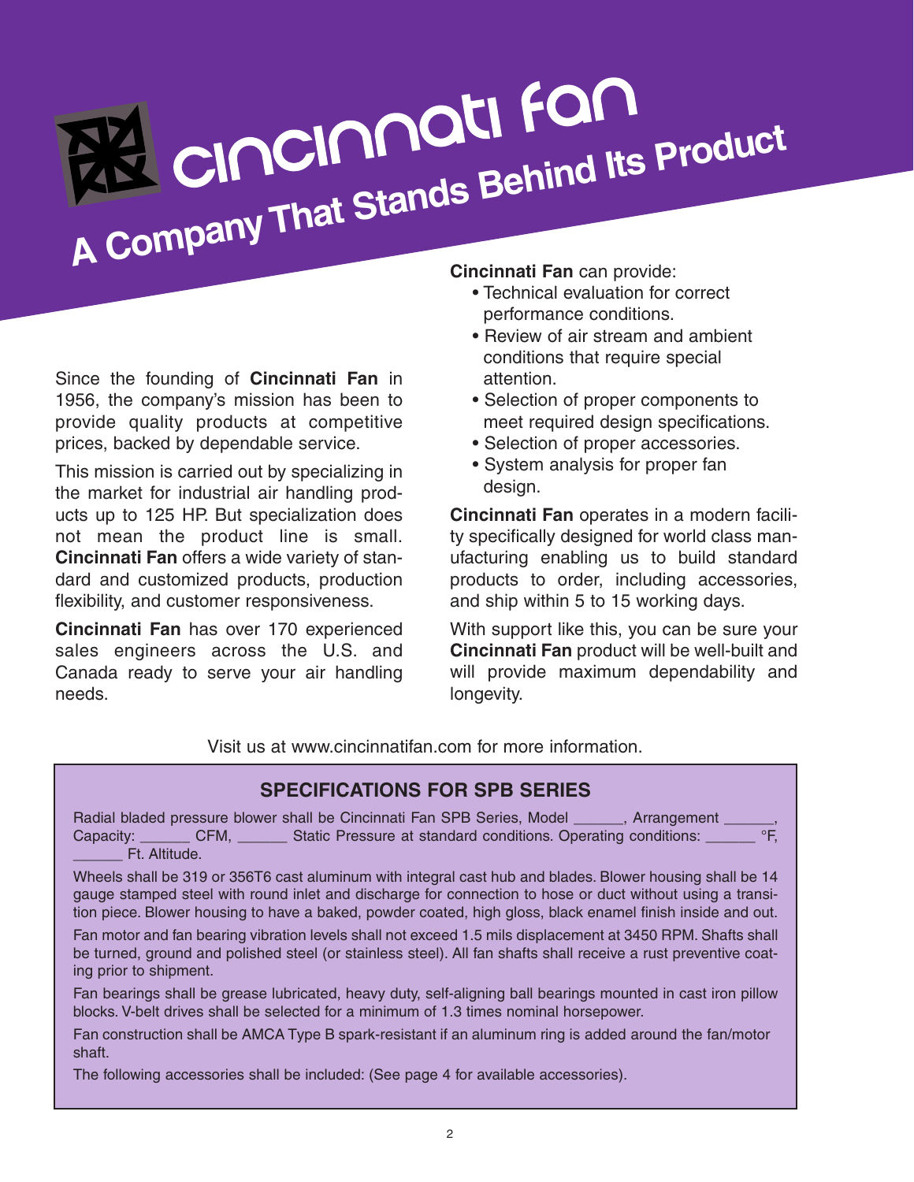# Cincinnati Fan

## A Company That Stands Behind Its Product

Since the founding of **Cincinnati Fan** in 1956, the company's mission has been to provide quality products at competitive prices, backed by dependable service.

This mission is carried out by specializing in the market for industrial air handling products up to 125 HP. But specialization does not mean the product line is small. **Cincinnati Fan** offers a wide variety of standard and customized products, production flexibility, and customer responsiveness.

**Cincinnati Fan** has over 170 experienced sales engineers across the U.S. and Canada ready to serve your air handling needs.

**Cincinnati Fan** can provide:

- Technical evaluation for correct performance conditions.
- Review of air stream and ambient conditions that require special attention.
- Selection of proper components to meet required design specifications.
- Selection of proper accessories.
- System analysis for proper fan design.

**Cincinnati Fan** operates in a modern facility specifically designed for world class manufacturing enabling us to build standard products to order, including accessories, and ship within 5 to 15 working days.

With support like this, you can be sure your **Cincinnati Fan** product will be well-built and will provide maximum dependability and longevity.

Visit us at www.cincinnatifan.com for more information.

### SPECIFICATIONS FOR SPB SERIES

Radial bladed pressure blower shall be Cincinnati Fan SPB Series, Model ______, Arrangement ______, Capacity: ______ CFM, ______ Static Pressure at standard conditions. Operating conditions: ______ °F, ______ Ft. Altitude.

Wheels shall be 319 or 356T6 cast aluminum with integral cast hub and blades. Blower housing shall be 14 gauge stamped steel with round inlet and discharge for connection to hose or duct without using a transition piece. Blower housing to have a baked, powder coated, high gloss, black enamel finish inside and out.

Fan motor and fan bearing vibration levels shall not exceed 1.5 mils displacement at 3450 RPM. Shafts shall be turned, ground and polished steel (or stainless steel). All fan shafts shall receive a rust preventive coating prior to shipment.

Fan bearings shall be grease lubricated, heavy duty, self-aligning ball bearings mounted in cast iron pillow blocks. V-belt drives shall be selected for a minimum of 1.3 times nominal horsepower.

Fan construction shall be AMCA Type B spark-resistant if an aluminum ring is added around the fan/motor shaft.

The following accessories shall be included: (See page 4 for available accessories).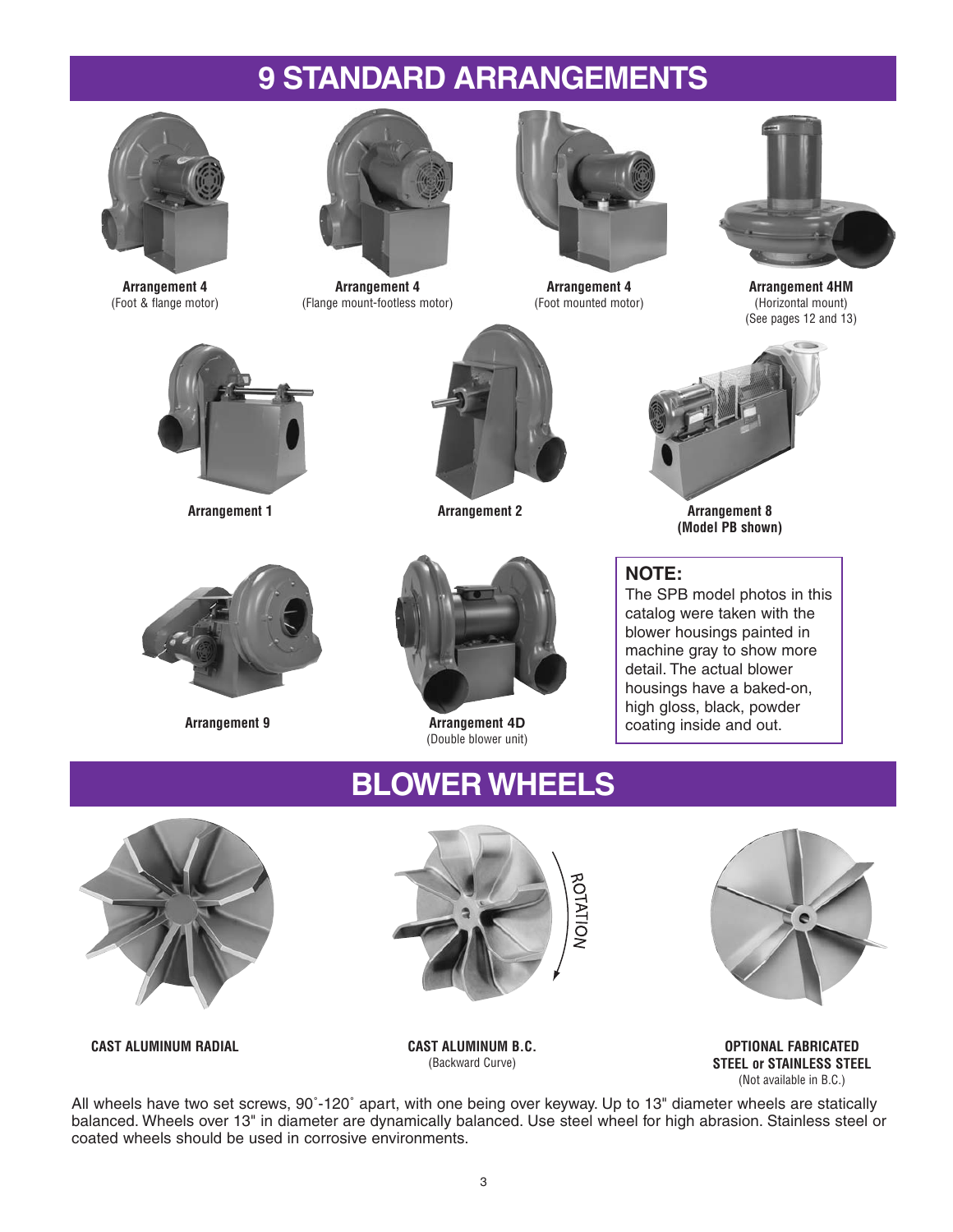# 9 STANDARD ARRANGEMENTS

**Arrangement 4**
(Foot & flange motor)

**Arrangement 4**
(Flange mount-footless motor)

**Arrangement 4**
(Foot mounted motor)

**Arrangement 4HM**
(Horizontal mount)
(See pages 12 and 13)

**Arrangement 1**

**Arrangement 2**

**Arrangement 8**
**(Model PB shown)**

**Arrangement 9**

**Arrangement 4D**
(Double blower unit)

**NOTE:**
The SPB model photos in this catalog were taken with the blower housings painted in machine gray to show more detail. The actual blower housings have a baked-on, high gloss, black, powder coating inside and out.

# BLOWER WHEELS

ROTATION

**CAST ALUMINUM RADIAL**

**CAST ALUMINUM B.C.**
(Backward Curve)

**OPTIONAL FABRICATED STEEL or STAINLESS STEEL**
(Not available in B.C.)

All wheels have two set screws, 90˚-120˚ apart, with one being over keyway. Up to 13" diameter wheels are statically balanced. Wheels over 13" in diameter are dynamically balanced. Use steel wheel for high abrasion. Stainless steel or coated wheels should be used in corrosive environments.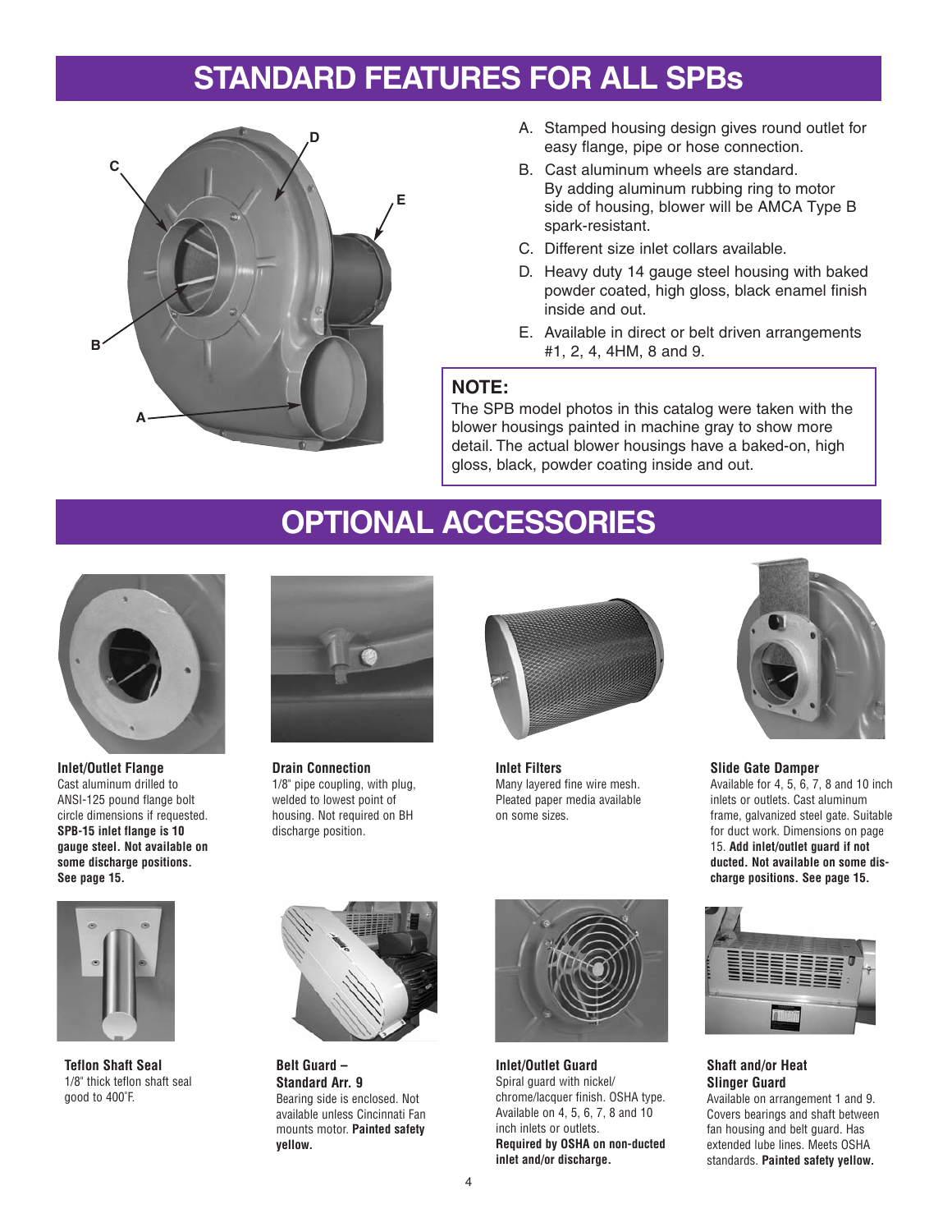# STANDARD FEATURES FOR ALL SPBs

A. Stamped housing design gives round outlet for easy flange, pipe or hose connection.

B. Cast aluminum wheels are standard. By adding aluminum rubbing ring to motor side of housing, blower will be AMCA Type B spark-resistant.

C. Different size inlet collars available.

D. Heavy duty 14 gauge steel housing with baked powder coated, high gloss, black enamel finish inside and out.

E. Available in direct or belt driven arrangements #1, 2, 4, 4HM, 8 and 9.

**NOTE:**
The SPB model photos in this catalog were taken with the blower housings painted in machine gray to show more detail. The actual blower housings have a baked-on, high gloss, black, powder coating inside and out.

# OPTIONAL ACCESSORIES

**Inlet/Outlet Flange**
Cast aluminum drilled to ANSI-125 pound flange bolt circle dimensions if requested. **SPB-15 inlet flange is 10 gauge steel. Not available on some discharge positions. See page 15.**

**Drain Connection**
1/8" pipe coupling, with plug, welded to lowest point of housing. Not required on BH discharge position.

**Inlet Filters**
Many layered fine wire mesh. Pleated paper media available on some sizes.

**Slide Gate Damper**
Available for 4, 5, 6, 7, 8 and 10 inch inlets or outlets. Cast aluminum frame, galvanized steel gate. Suitable for duct work. Dimensions on page 15. **Add inlet/outlet guard if not ducted. Not available on some discharge positions. See page 15.**

**Teflon Shaft Seal**
1/8" thick teflon shaft seal good to 400˚F.

**Belt Guard – Standard Arr. 9**
Bearing side is enclosed. Not available unless Cincinnati Fan mounts motor. **Painted safety yellow.**

**Inlet/Outlet Guard**
Spiral guard with nickel/chrome/lacquer finish. OSHA type. Available on 4, 5, 6, 7, 8 and 10 inch inlets or outlets.
**Required by OSHA on non-ducted inlet and/or discharge.**

**Shaft and/or Heat Slinger Guard**
Available on arrangement 1 and 9. Covers bearings and shaft between fan housing and belt guard. Has extended lube lines. Meets OSHA standards. **Painted safety yellow.**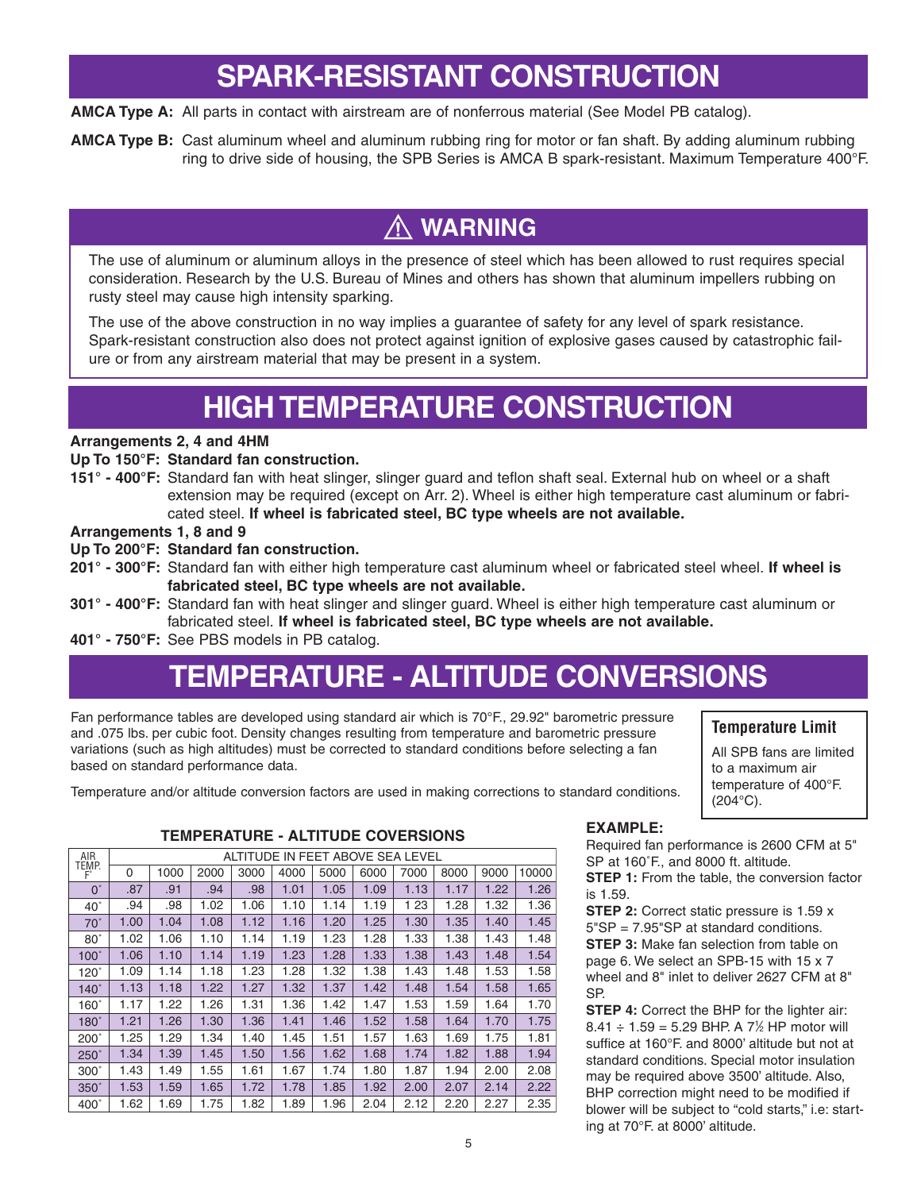# SPARK-RESISTANT CONSTRUCTION

**AMCA Type A:** All parts in contact with airstream are of nonferrous material (See Model PB catalog).

**AMCA Type B:** Cast aluminum wheel and aluminum rubbing ring for motor or fan shaft. By adding aluminum rubbing ring to drive side of housing, the SPB Series is AMCA B spark-resistant. Maximum Temperature 400°F.

## ⚠ WARNING

The use of aluminum or aluminum alloys in the presence of steel which has been allowed to rust requires special consideration. Research by the U.S. Bureau of Mines and others has shown that aluminum impellers rubbing on rusty steel may cause high intensity sparking.

The use of the above construction in no way implies a guarantee of safety for any level of spark resistance. Spark-resistant construction also does not protect against ignition of explosive gases caused by catastrophic failure or from any airstream material that may be present in a system.

# HIGH TEMPERATURE CONSTRUCTION

**Arrangements 2, 4 and 4HM**

**Up To 150°F: Standard fan construction.**

**151° - 400°F:** Standard fan with heat slinger, slinger guard and teflon shaft seal. External hub on wheel or a shaft extension may be required (except on Arr. 2). Wheel is either high temperature cast aluminum or fabricated steel. **If wheel is fabricated steel, BC type wheels are not available.**

**Arrangements 1, 8 and 9**

**Up To 200°F: Standard fan construction.**

**201° - 300°F:** Standard fan with either high temperature cast aluminum wheel or fabricated steel wheel. **If wheel is fabricated steel, BC type wheels are not available.**

**301° - 400°F:** Standard fan with heat slinger and slinger guard. Wheel is either high temperature cast aluminum or fabricated steel. **If wheel is fabricated steel, BC type wheels are not available.**

**401° - 750°F:** See PBS models in PB catalog.

# TEMPERATURE - ALTITUDE CONVERSIONS

Fan performance tables are developed using standard air which is 70°F., 29.92" barometric pressure and .075 lbs. per cubic foot. Density changes resulting from temperature and barometric pressure variations (such as high altitudes) must be corrected to standard conditions before selecting a fan based on standard performance data.

Temperature and/or altitude conversion factors are used in making corrections to standard conditions.

### Temperature Limit

All SPB fans are limited to a maximum air temperature of 400°F. (204°C).

**TEMPERATURE - ALTITUDE COVERSIONS**

| AIR TEMP. F° | ALTITUDE IN FEET ABOVE SEA LEVEL | | | | | | | | | | |
|---|---|---|---|---|---|---|---|---|---|---|---|
| | 0 | 1000 | 2000 | 3000 | 4000 | 5000 | 6000 | 7000 | 8000 | 9000 | 10000 |
| 0˚ | .87 | .91 | .94 | .98 | 1.01 | 1.05 | 1.09 | 1.13 | 1.17 | 1.22 | 1.26 |
| 40˚ | .94 | .98 | 1.02 | 1.06 | 1.10 | 1.14 | 1.19 | 1 23 | 1.28 | 1.32 | 1.36 |
| 70˚ | 1.00 | 1.04 | 1.08 | 1.12 | 1.16 | 1.20 | 1.25 | 1.30 | 1.35 | 1.40 | 1.45 |
| 80˚ | 1.02 | 1.06 | 1.10 | 1.14 | 1.19 | 1.23 | 1.28 | 1.33 | 1.38 | 1.43 | 1.48 |
| 100˚ | 1.06 | 1.10 | 1.14 | 1.19 | 1.23 | 1.28 | 1.33 | 1.38 | 1.43 | 1.48 | 1.54 |
| 120˚ | 1.09 | 1.14 | 1.18 | 1.23 | 1.28 | 1.32 | 1.38 | 1.43 | 1.48 | 1.53 | 1.58 |
| 140˚ | 1.13 | 1.18 | 1.22 | 1.27 | 1.32 | 1.37 | 1.42 | 1.48 | 1.54 | 1.58 | 1.65 |
| 160˚ | 1.17 | 1.22 | 1.26 | 1.31 | 1.36 | 1.42 | 1.47 | 1.53 | 1.59 | 1.64 | 1.70 |
| 180˚ | 1.21 | 1.26 | 1.30 | 1.36 | 1.41 | 1.46 | 1.52 | 1.58 | 1.64 | 1.70 | 1.75 |
| 200˚ | 1.25 | 1.29 | 1.34 | 1.40 | 1.45 | 1.51 | 1.57 | 1.63 | 1.69 | 1.75 | 1.81 |
| 250˚ | 1.34 | 1.39 | 1.45 | 1.50 | 1.56 | 1.62 | 1.68 | 1.74 | 1.82 | 1.88 | 1.94 |
| 300˚ | 1.43 | 1.49 | 1.55 | 1.61 | 1.67 | 1.74 | 1.80 | 1.87 | 1.94 | 2.00 | 2.08 |
| 350˚ | 1.53 | 1.59 | 1.65 | 1.72 | 1.78 | 1.85 | 1.92 | 2.00 | 2.07 | 2.14 | 2.22 |
| 400˚ | 1.62 | 1.69 | 1.75 | 1.82 | 1.89 | 1.96 | 2.04 | 2.12 | 2.20 | 2.27 | 2.35 |

**EXAMPLE:**

Required fan performance is 2600 CFM at 5" SP at 160˚F., and 8000 ft. altitude.

**STEP 1:** From the table, the conversion factor is 1.59.

**STEP 2:** Correct static pressure is 1.59 x 5"SP = 7.95"SP at standard conditions.

**STEP 3:** Make fan selection from table on page 6. We select an SPB-15 with 15 x 7 wheel and 8" inlet to deliver 2627 CFM at 8" SP.

**STEP 4:** Correct the BHP for the lighter air: 8.41 ÷ 1.59 = 5.29 BHP. A 7½ HP motor will suffice at 160°F. and 8000' altitude but not at standard conditions. Special motor insulation may be required above 3500' altitude. Also, BHP correction might need to be modified if blower will be subject to "cold starts," i.e: starting at 70°F. at 8000' altitude.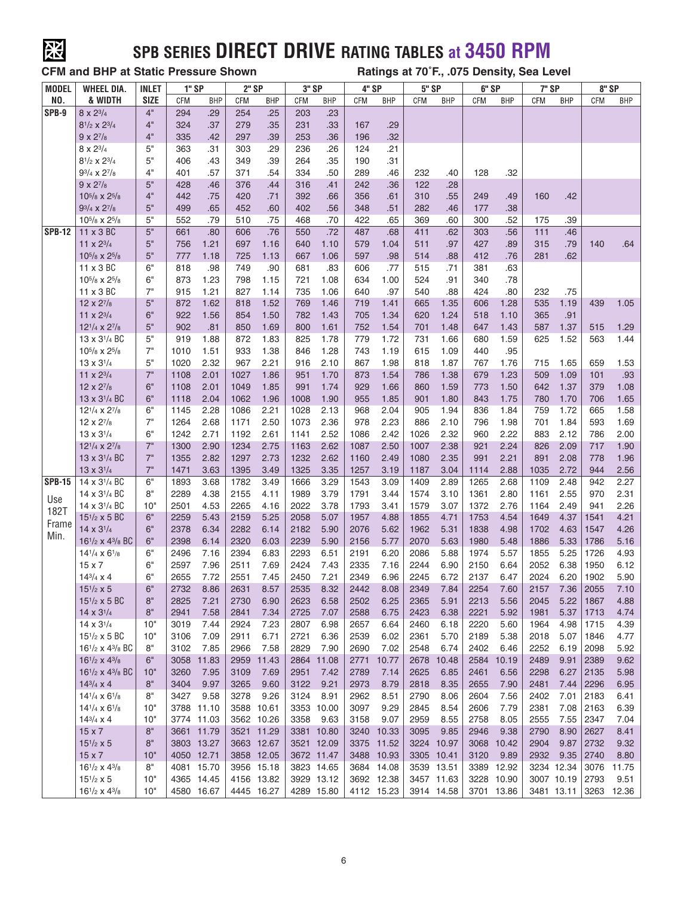# SPB SERIES DIRECT DRIVE RATING TABLES at 3450 RPM

**CFM and BHP at Static Pressure Shown** — **Ratings at 70˚F., .075 Density, Sea Level**

| MODEL NO. | WHEEL DIA. & WIDTH | INLET SIZE | 1" SP | | 2" SP | | 3" SP | | 4" SP | | 5" SP | | 6" SP | | 7" SP | | 8" SP | |
|---|---|---|---|---|---|---|---|---|---|---|---|---|---|---|---|---|---|---|
| | | | CFM | BHP | CFM | BHP | CFM | BHP | CFM | BHP | CFM | BHP | CFM | BHP | CFM | BHP | CFM | BHP |
| SPB-9 | 8 x 2 3/4 | 4" | 294 | .29 | 254 | .25 | 203 | .23 | | | | | | | | | | |
| | 8 1/2 x 2 3/4 | 4" | 324 | .37 | 279 | .35 | 231 | .33 | 167 | .29 | | | | | | | | |
| | 9 x 2 7/8 | 4" | 335 | .42 | 297 | .39 | 253 | .36 | 196 | .32 | | | | | | | | |
| | 8 x 2 3/4 | 5" | 363 | .31 | 303 | .29 | 236 | .26 | 124 | .21 | | | | | | | | |
| | 8 1/2 x 2 3/4 | 5" | 406 | .43 | 349 | .39 | 264 | .35 | 190 | .31 | | | | | | | | |
| | 9 3/4 x 2 7/8 | 4" | 401 | .57 | 371 | .54 | 334 | .50 | 289 | .46 | 232 | .40 | 128 | .32 | | | | |
| | 9 x 2 7/8 | 5" | 428 | .46 | 376 | .44 | 316 | .41 | 242 | .36 | 122 | .28 | | | | | | |
| | 10 5/8 x 2 5/8 | 4" | 442 | .75 | 420 | .71 | 392 | .66 | 356 | .61 | 310 | .55 | 249 | .49 | 160 | .42 | | |
| | 9 3/4 x 2 7/8 | 5" | 499 | .65 | 452 | .60 | 402 | .56 | 348 | .51 | 282 | .46 | 177 | .38 | | | | |
| | 10 5/8 x 2 5/8 | 5" | 552 | .79 | 510 | .75 | 468 | .70 | 422 | .65 | 369 | .60 | 300 | .52 | 175 | .39 | | |
| SPB-12 | 11 x 3 BC | 5" | 661 | .80 | 606 | .76 | 550 | .72 | 487 | .68 | 411 | .62 | 303 | .56 | 111 | .46 | | |
| | 11 x 2 3/4 | 5" | 756 | 1.21 | 697 | 1.16 | 640 | 1.10 | 579 | 1.04 | 511 | .97 | 427 | .89 | 315 | .79 | 140 | .64 |
| | 10 5/8 x 2 5/8 | 5" | 777 | 1.18 | 725 | 1.13 | 667 | 1.06 | 597 | .98 | 514 | .88 | 412 | .76 | 281 | .62 | | |
| | 11 x 3 BC | 6" | 818 | .98 | 749 | .90 | 681 | .83 | 606 | .77 | 515 | .71 | 381 | .63 | | | | |
| | 10 5/8 x 2 5/8 | 6" | 873 | 1.23 | 798 | 1.15 | 721 | 1.08 | 634 | 1.00 | 524 | .91 | 340 | .78 | | | | |
| | 11 x 3 BC | 7" | 915 | 1.21 | 827 | 1.14 | 735 | 1.06 | 640 | .97 | 540 | .88 | 424 | .80 | 232 | .75 | | |
| | 12 x 2 7/8 | 5" | 872 | 1.62 | 818 | 1.52 | 769 | 1.46 | 719 | 1.41 | 665 | 1.35 | 606 | 1.28 | 535 | 1.19 | 439 | 1.05 |
| | 11 x 2 3/4 | 6" | 922 | 1.56 | 854 | 1.50 | 782 | 1.43 | 705 | 1.34 | 620 | 1.24 | 518 | 1.10 | 365 | .91 | | |
| | 12 1/4 x 2 7/8 | 5" | 902 | .81 | 850 | 1.69 | 800 | 1.61 | 752 | 1.54 | 701 | 1.48 | 647 | 1.43 | 587 | 1.37 | 515 | 1.29 |
| | 13 x 3 1/4 BC | 5" | 919 | 1.88 | 872 | 1.83 | 825 | 1.78 | 779 | 1.72 | 731 | 1.66 | 680 | 1.59 | 625 | 1.52 | 563 | 1.44 |
| | 10 5/8 x 2 5/8 | 7" | 1010 | 1.51 | 933 | 1.38 | 846 | 1.28 | 743 | 1.19 | 615 | 1.09 | 440 | .95 | | | | |
| | 13 x 3 1/4 | 5" | 1020 | 2.32 | 967 | 2.21 | 916 | 2.10 | 867 | 1.98 | 818 | 1.87 | 767 | 1.76 | 715 | 1.65 | 659 | 1.53 |
| | 11 x 2 3/4 | 7" | 1108 | 2.01 | 1027 | 1.86 | 951 | 1.70 | 873 | 1.54 | 786 | 1.38 | 679 | 1.23 | 509 | 1.09 | 101 | .93 |
| | 12 x 2 7/8 | 6" | 1108 | 2.01 | 1049 | 1.85 | 991 | 1.74 | 929 | 1.66 | 860 | 1.59 | 773 | 1.50 | 642 | 1.37 | 379 | 1.08 |
| | 13 x 3 1/4 BC | 6" | 1118 | 2.04 | 1062 | 1.96 | 1008 | 1.90 | 955 | 1.85 | 901 | 1.80 | 843 | 1.75 | 780 | 1.70 | 706 | 1.65 |
| | 12 1/4 x 2 7/8 | 6" | 1145 | 2.28 | 1086 | 2.21 | 1028 | 2.13 | 968 | 2.04 | 905 | 1.94 | 836 | 1.84 | 759 | 1.72 | 665 | 1.58 |
| | 12 x 2 7/8 | 7" | 1264 | 2.68 | 1171 | 2.50 | 1073 | 2.36 | 978 | 2.23 | 886 | 2.10 | 796 | 1.98 | 701 | 1.84 | 593 | 1.69 |
| | 13 x 3 1/4 | 6" | 1242 | 2.71 | 1192 | 2.61 | 1141 | 2.52 | 1086 | 2.42 | 1026 | 2.32 | 960 | 2.22 | 883 | 2.12 | 786 | 2.00 |
| | 12 1/4 x 2 7/8 | 7" | 1300 | 2.90 | 1234 | 2.75 | 1163 | 2.62 | 1087 | 2.50 | 1007 | 2.38 | 921 | 2.24 | 826 | 2.09 | 717 | 1.90 |
| | 13 x 3 1/4 BC | 7" | 1355 | 2.82 | 1297 | 2.73 | 1232 | 2.62 | 1160 | 2.49 | 1080 | 2.35 | 991 | 2.21 | 891 | 2.08 | 778 | 1.96 |
| | 13 x 3 1/4 | 7" | 1471 | 3.63 | 1395 | 3.49 | 1325 | 3.35 | 1257 | 3.19 | 1187 | 3.04 | 1114 | 2.88 | 1035 | 2.72 | 944 | 2.56 |
| SPB-15 | 14 x 3 1/4 BC | 6" | 1893 | 3.68 | 1782 | 3.49 | 1666 | 3.29 | 1543 | 3.09 | 1409 | 2.89 | 1265 | 2.68 | 1109 | 2.48 | 942 | 2.27 |
| Use 182T Frame Min. | 14 x 3 1/4 BC | 8" | 2289 | 4.38 | 2155 | 4.11 | 1989 | 3.79 | 1791 | 3.44 | 1574 | 3.10 | 1361 | 2.80 | 1161 | 2.55 | 970 | 2.31 |
| | 14 x 3 1/4 BC | 10" | 2501 | 4.53 | 2265 | 4.16 | 2022 | 3.78 | 1793 | 3.41 | 1579 | 3.07 | 1372 | 2.76 | 1164 | 2.49 | 941 | 2.26 |
| | 15 1/2 x 5 BC | 6" | 2259 | 5.43 | 2159 | 5.25 | 2058 | 5.07 | 1957 | 4.88 | 1855 | 4.71 | 1753 | 4.54 | 1649 | 4.37 | 1541 | 4.21 |
| | 14 x 3 1/4 | 6" | 2378 | 6.34 | 2282 | 6.14 | 2182 | 5.90 | 2076 | 5.62 | 1962 | 5.31 | 1838 | 4.98 | 1702 | 4.63 | 1547 | 4.26 |
| | 16 1/2 x 4 3/8 BC | 6" | 2398 | 6.14 | 2320 | 6.03 | 2239 | 5.90 | 2156 | 5.77 | 2070 | 5.63 | 1980 | 5.48 | 1886 | 5.33 | 1786 | 5.16 |
| | 14 1/4 x 6 1/8 | 6" | 2496 | 7.16 | 2394 | 6.83 | 2293 | 6.51 | 2191 | 6.20 | 2086 | 5.88 | 1974 | 5.57 | 1855 | 5.25 | 1726 | 4.93 |
| | 15 x 7 | 6" | 2597 | 7.96 | 2511 | 7.69 | 2424 | 7.43 | 2335 | 7.16 | 2244 | 6.90 | 2150 | 6.64 | 2052 | 6.38 | 1950 | 6.12 |
| | 14 3/4 x 4 | 6" | 2655 | 7.72 | 2551 | 7.45 | 2450 | 7.21 | 2349 | 6.96 | 2245 | 6.72 | 2137 | 6.47 | 2024 | 6.20 | 1902 | 5.90 |
| | 15 1/2 x 5 | 6" | 2732 | 8.86 | 2631 | 8.57 | 2535 | 8.32 | 2442 | 8.08 | 2349 | 7.84 | 2254 | 7.60 | 2157 | 7.36 | 2055 | 7.10 |
| | 15 1/2 x 5 BC | 8" | 2825 | 7.21 | 2730 | 6.90 | 2623 | 6.58 | 2502 | 6.25 | 2365 | 5.91 | 2213 | 5.56 | 2045 | 5.22 | 1867 | 4.88 |
| | 14 x 3 1/4 | 8" | 2941 | 7.58 | 2841 | 7.34 | 2725 | 7.07 | 2588 | 6.75 | 2423 | 6.38 | 2221 | 5.92 | 1981 | 5.37 | 1713 | 4.74 |
| | 14 x 3 1/4 | 10" | 3019 | 7.44 | 2924 | 7.23 | 2807 | 6.98 | 2657 | 6.64 | 2460 | 6.18 | 2220 | 5.60 | 1964 | 4.98 | 1715 | 4.39 |
| | 15 1/2 x 5 BC | 10" | 3106 | 7.09 | 2911 | 6.71 | 2721 | 6.36 | 2539 | 6.02 | 2361 | 5.70 | 2189 | 5.38 | 2018 | 5.07 | 1846 | 4.77 |
| | 16 1/2 x 4 3/8 BC | 8" | 3102 | 7.85 | 2966 | 7.58 | 2829 | 7.90 | 2690 | 7.02 | 2548 | 6.74 | 2402 | 6.46 | 2252 | 6.19 | 2098 | 5.92 |
| | 16 1/2 x 4 3/8 | 6" | 3058 | 11.83 | 2959 | 11.43 | 2864 | 11.08 | 2771 | 10.77 | 2678 | 10.48 | 2584 | 10.19 | 2489 | 9.91 | 2389 | 9.62 |
| | 16 1/2 x 4 3/8 BC | 10" | 3260 | 7.95 | 3109 | 7.69 | 2951 | 7.42 | 2789 | 7.14 | 2625 | 6.85 | 2461 | 6.56 | 2298 | 6.27 | 2135 | 5.98 |
| | 14 3/4 x 4 | 8" | 3404 | 9.97 | 3265 | 9.60 | 3122 | 9.21 | 2973 | 8.79 | 2818 | 8.35 | 2655 | 7.90 | 2481 | 7.44 | 2296 | 6.95 |
| | 14 1/4 x 6 1/8 | 8" | 3427 | 9.58 | 3278 | 9.26 | 3124 | 8.91 | 2962 | 8.51 | 2790 | 8.06 | 2604 | 7.56 | 2402 | 7.01 | 2183 | 6.41 |
| | 14 1/4 x 6 1/8 | 10" | 3788 | 11.10 | 3588 | 10.61 | 3353 | 10.00 | 3097 | 9.29 | 2845 | 8.54 | 2606 | 7.79 | 2381 | 7.08 | 2163 | 6.39 |
| | 14 3/4 x 4 | 10" | 3774 | 11.03 | 3562 | 10.26 | 3358 | 9.63 | 3158 | 9.07 | 2959 | 8.55 | 2758 | 8.05 | 2555 | 7.55 | 2347 | 7.04 |
| | 15 x 7 | 8" | 3661 | 11.79 | 3521 | 11.29 | 3381 | 10.80 | 3240 | 10.33 | 3095 | 9.85 | 2946 | 9.38 | 2790 | 8.90 | 2627 | 8.41 |
| | 15 1/2 x 5 | 8" | 3803 | 13.27 | 3663 | 12.67 | 3521 | 12.09 | 3375 | 11.52 | 3224 | 10.97 | 3068 | 10.42 | 2904 | 9.87 | 2732 | 9.32 |
| | 15 x 7 | 10" | 4050 | 12.71 | 3858 | 12.05 | 3672 | 11.47 | 3488 | 10.93 | 3305 | 10.41 | 3120 | 9.89 | 2932 | 9.35 | 2740 | 8.80 |
| | 16 1/2 x 4 3/8 | 8" | 4081 | 15.70 | 3956 | 15.18 | 3823 | 14.65 | 3684 | 14.08 | 3539 | 13.51 | 3389 | 12.92 | 3234 | 12.34 | 3076 | 11.75 |
| | 15 1/2 x 5 | 10" | 4365 | 14.45 | 4156 | 13.82 | 3929 | 13.12 | 3692 | 12.38 | 3457 | 11.63 | 3228 | 10.90 | 3007 | 10.19 | 2793 | 9.51 |
| | 16 1/2 x 4 3/8 | 10" | 4580 | 16.67 | 4445 | 16.27 | 4289 | 15.80 | 4112 | 15.23 | 3914 | 14.58 | 3701 | 13.86 | 3481 | 13.11 | 3263 | 12.36 |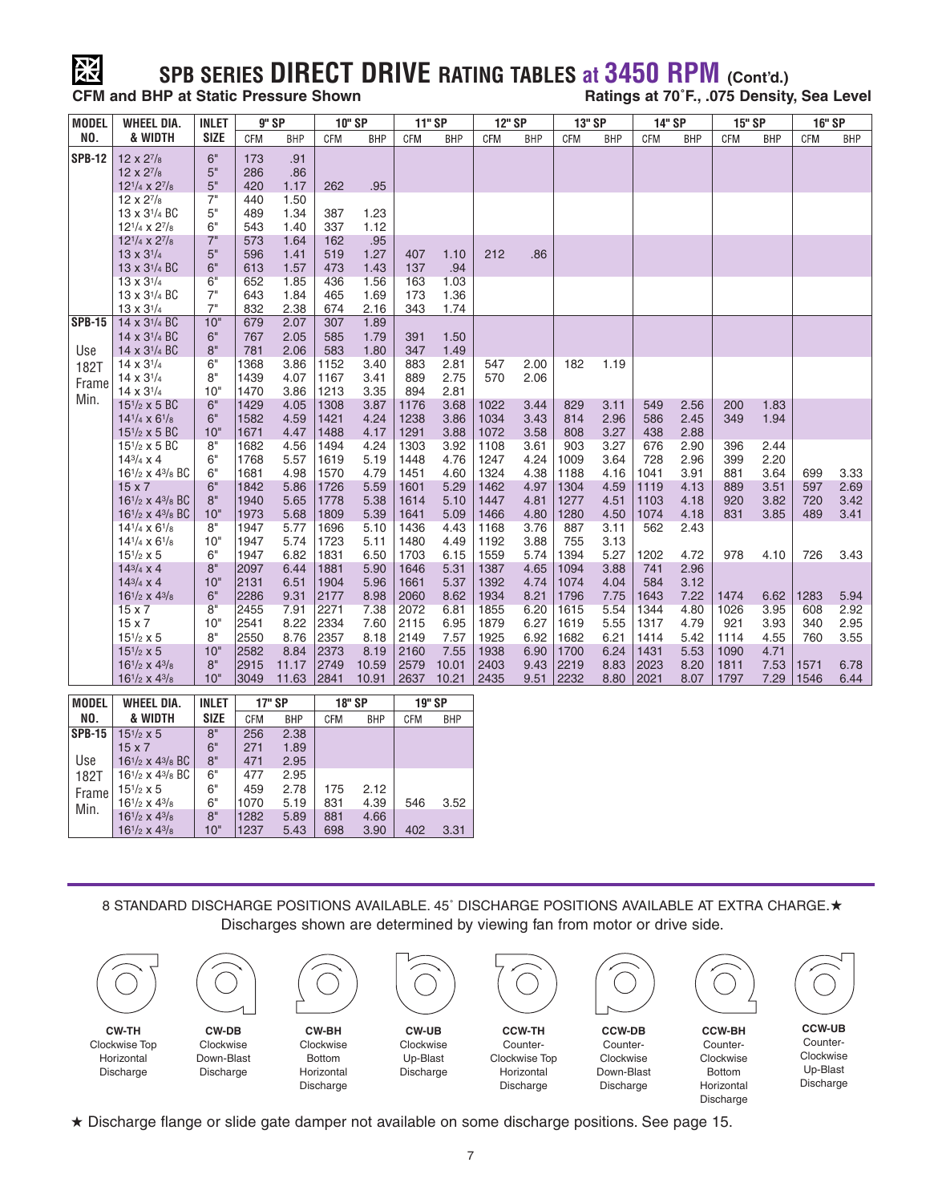# SPB SERIES DIRECT DRIVE RATING TABLES at 3450 RPM (Cont'd.)

**CFM and BHP at Static Pressure Shown** — **Ratings at 70˚F., .075 Density, Sea Level**

| MODEL NO. | WHEEL DIA. & WIDTH | INLET SIZE | 9" SP | | 10" SP | | 11" SP | | 12" SP | | 13" SP | | 14" SP | | 15" SP | | 16" SP | |
|---|---|---|---|---|---|---|---|---|---|---|---|---|---|---|---|---|---|---|
| | | | CFM | BHP | CFM | BHP | CFM | BHP | CFM | BHP | CFM | BHP | CFM | BHP | CFM | BHP | CFM | BHP |
| SPB-12 | 12 x 2 7/8 | 6" | 173 | .91 | | | | | | | | | | | | | | |
| | 12 x 2 7/8 | 5" | 286 | .86 | | | | | | | | | | | | | | |
| | 12 1/4 x 2 7/8 | 5" | 420 | 1.17 | 262 | .95 | | | | | | | | | | | | |
| | 12 x 2 7/8 | 7" | 440 | 1.50 | | | | | | | | | | | | | | |
| | 13 x 3 1/4 BC | 5" | 489 | 1.34 | 387 | 1.23 | | | | | | | | | | | | |
| | 12 1/4 x 2 7/8 | 6" | 543 | 1.40 | 337 | 1.12 | | | | | | | | | | | | |
| | 12 1/4 x 2 7/8 | 7" | 573 | 1.64 | 162 | .95 | | | | | | | | | | | | |
| | 13 x 3 1/4 | 5" | 596 | 1.41 | 519 | 1.27 | 407 | 1.10 | 212 | .86 | | | | | | | | |
| | 13 x 3 1/4 BC | 6" | 613 | 1.57 | 473 | 1.43 | 137 | .94 | | | | | | | | | | |
| | 13 x 3 1/4 | 6" | 652 | 1.85 | 436 | 1.56 | 163 | 1.03 | | | | | | | | | | |
| | 13 x 3 1/4 BC | 7" | 643 | 1.84 | 465 | 1.69 | 173 | 1.36 | | | | | | | | | | |
| | 13 x 3 1/4 | 7" | 832 | 2.38 | 674 | 2.16 | 343 | 1.74 | | | | | | | | | | |
| SPB-15 | 14 x 3 1/4 BC | 10" | 679 | 2.07 | 307 | 1.89 | | | | | | | | | | | | |
| | 14 x 3 1/4 BC | 6" | 767 | 2.05 | 585 | 1.79 | 391 | 1.50 | | | | | | | | | | |
| Use | 14 x 3 1/4 BC | 8" | 781 | 2.06 | 583 | 1.80 | 347 | 1.49 | | | | | | | | | | |
| 182T | 14 x 3 1/4 | 6" | 1368 | 3.86 | 1152 | 3.40 | 883 | 2.81 | 547 | 2.00 | 182 | 1.19 | | | | | | |
| Frame | 14 x 3 1/4 | 8" | 1439 | 4.07 | 1167 | 3.41 | 889 | 2.75 | 570 | 2.06 | | | | | | | | |
| Min. | 14 x 3 1/4 | 10" | 1470 | 3.86 | 1213 | 3.35 | 894 | 2.81 | | | | | | | | | | |
| | 15 1/2 x 5 BC | 6" | 1429 | 4.05 | 1308 | 3.87 | 1176 | 3.68 | 1022 | 3.44 | 829 | 3.11 | 549 | 2.56 | 200 | 1.83 | | |
| | 14 1/4 x 6 1/8 | 6" | 1582 | 4.59 | 1421 | 4.24 | 1238 | 3.86 | 1034 | 3.43 | 814 | 2.96 | 586 | 2.45 | 349 | 1.94 | | |
| | 15 1/2 x 5 BC | 10" | 1671 | 4.47 | 1488 | 4.17 | 1291 | 3.88 | 1072 | 3.58 | 808 | 3.27 | 438 | 2.88 | | | | |
| | 15 1/2 x 5 BC | 8" | 1682 | 4.56 | 1494 | 4.24 | 1303 | 3.92 | 1108 | 3.61 | 903 | 3.27 | 676 | 2.90 | 396 | 2.44 | | |
| | 14 3/4 x 4 | 6" | 1768 | 5.57 | 1619 | 5.19 | 1448 | 4.76 | 1247 | 4.24 | 1009 | 3.64 | 728 | 2.96 | 399 | 2.20 | | |
| | 16 1/2 x 4 3/8 BC | 6" | 1681 | 4.98 | 1570 | 4.79 | 1451 | 4.60 | 1324 | 4.38 | 1188 | 4.16 | 1041 | 3.91 | 881 | 3.64 | 699 | 3.33 |
| | 15 x 7 | 6" | 1842 | 5.86 | 1726 | 5.59 | 1601 | 5.29 | 1462 | 4.97 | 1304 | 4.59 | 1119 | 4.13 | 889 | 3.51 | 597 | 2.69 |
| | 16 1/2 x 4 3/8 BC | 8" | 1940 | 5.65 | 1778 | 5.38 | 1614 | 5.10 | 1447 | 4.81 | 1277 | 4.51 | 1103 | 4.18 | 920 | 3.82 | 720 | 3.42 |
| | 16 1/2 x 4 3/8 BC | 10" | 1973 | 5.68 | 1809 | 5.39 | 1641 | 5.09 | 1466 | 4.80 | 1280 | 4.50 | 1074 | 4.18 | 831 | 3.85 | 489 | 3.41 |
| | 14 1/4 x 6 1/8 | 8" | 1947 | 5.77 | 1696 | 5.10 | 1436 | 4.43 | 1168 | 3.76 | 887 | 3.11 | 562 | 2.43 | | | | |
| | 14 1/4 x 6 1/8 | 10" | 1947 | 5.74 | 1723 | 5.11 | 1480 | 4.49 | 1192 | 3.88 | 755 | 3.13 | | | | | | |
| | 15 1/2 x 5 | 6" | 1947 | 6.82 | 1831 | 6.50 | 1703 | 6.15 | 1559 | 5.74 | 1394 | 5.27 | 1202 | 4.72 | 978 | 4.10 | 726 | 3.43 |
| | 14 3/4 x 4 | 8" | 2097 | 6.44 | 1881 | 5.90 | 1646 | 5.31 | 1387 | 4.65 | 1094 | 3.88 | 741 | 2.96 | | | | |
| | 14 3/4 x 4 | 10" | 2131 | 6.51 | 1904 | 5.96 | 1661 | 5.37 | 1392 | 4.74 | 1074 | 4.04 | 584 | 3.12 | | | | |
| | 16 1/2 x 4 3/8 | 6" | 2286 | 9.31 | 2177 | 8.98 | 2060 | 8.62 | 1934 | 8.21 | 1796 | 7.75 | 1643 | 7.22 | 1474 | 6.62 | 1283 | 5.94 |
| | 15 x 7 | 8" | 2455 | 7.91 | 2271 | 7.38 | 2072 | 6.81 | 1855 | 6.20 | 1615 | 5.54 | 1344 | 4.80 | 1026 | 3.95 | 608 | 2.92 |
| | 15 x 7 | 10" | 2541 | 8.22 | 2334 | 7.60 | 2115 | 6.95 | 1879 | 6.27 | 1619 | 5.55 | 1317 | 4.79 | 921 | 3.93 | 340 | 2.95 |
| | 15 1/2 x 5 | 8" | 2550 | 8.76 | 2357 | 8.18 | 2149 | 7.57 | 1925 | 6.92 | 1682 | 6.21 | 1414 | 5.42 | 1114 | 4.55 | 760 | 3.55 |
| | 15 1/2 x 5 | 10" | 2582 | 8.84 | 2373 | 8.19 | 2160 | 7.55 | 1938 | 6.90 | 1700 | 6.24 | 1431 | 5.53 | 1090 | 4.71 | | |
| | 16 1/2 x 4 3/8 | 8" | 2915 | 11.17 | 2749 | 10.59 | 2579 | 10.01 | 2403 | 9.43 | 2219 | 8.83 | 2023 | 8.20 | 1811 | 7.53 | 1571 | 6.78 |
| | 16 1/2 x 4 3/8 | 10" | 3049 | 11.63 | 2841 | 10.91 | 2637 | 10.21 | 2435 | 9.51 | 2232 | 8.80 | 2021 | 8.07 | 1797 | 7.29 | 1546 | 6.44 |

| MODEL NO. | WHEEL DIA. & WIDTH | INLET SIZE | 17" SP | | 18" SP | | 19" SP | |
|---|---|---|---|---|---|---|---|---|
| | | | CFM | BHP | CFM | BHP | CFM | BHP |
| SPB-15 | 15 1/2 x 5 | 8" | 256 | 2.38 | | | | |
| | 15 x 7 | 6" | 271 | 1.89 | | | | |
| Use | 16 1/2 x 4 3/8 BC | 8" | 471 | 2.95 | | | | |
| 182T | 16 1/2 x 4 3/8 BC | 6" | 477 | 2.95 | | | | |
| Frame | 15 1/2 x 5 | 6" | 459 | 2.78 | 175 | 2.12 | | |
| Min. | 16 1/2 x 4 3/8 | 6" | 1070 | 5.19 | 831 | 4.39 | 546 | 3.52 |
| | 16 1/2 x 4 3/8 | 8" | 1282 | 5.89 | 881 | 4.66 | | |
| | 16 1/2 x 4 3/8 | 10" | 1237 | 5.43 | 698 | 3.90 | 402 | 3.31 |

8 STANDARD DISCHARGE POSITIONS AVAILABLE. 45˚ DISCHARGE POSITIONS AVAILABLE AT EXTRA CHARGE.★
Discharges shown are determined by viewing fan from motor or drive side.

| CW-TH | CW-DB | CW-BH | CW-UB | CCW-TH | CCW-DB | CCW-BH | CCW-UB |
|---|---|---|---|---|---|---|---|
| Clockwise Top Horizontal Discharge | Clockwise Down-Blast Discharge | Clockwise Bottom Horizontal Discharge | Clockwise Up-Blast Discharge | Counter-Clockwise Top Horizontal Discharge | Counter-Clockwise Down-Blast Discharge | Counter-Clockwise Bottom Horizontal Discharge | Counter-Clockwise Up-Blast Discharge |

★ Discharge flange or slide gate damper not available on some discharge positions. See page 15.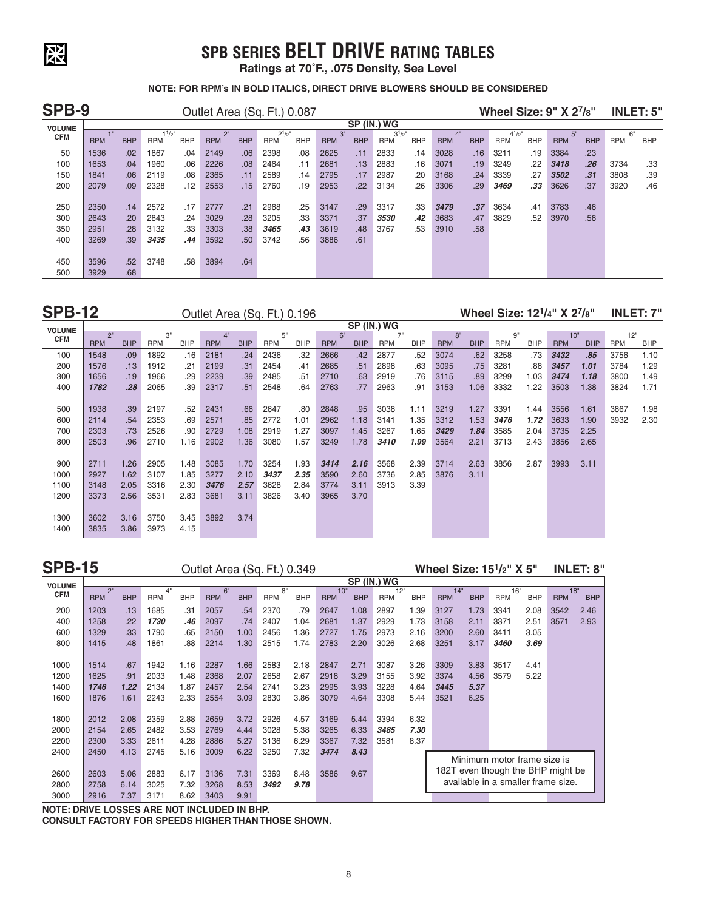# SPB SERIES BELT DRIVE RATING TABLES

**Ratings at 70˚F., .075 Density, Sea Level**

**NOTE: FOR RPM's IN BOLD ITALICS, DIRECT DRIVE BLOWERS SHOULD BE CONSIDERED**

## SPB-9

Outlet Area (Sq. Ft.) 0.087 — **Wheel Size: 9" X 2 7/8"** — **INLET: 5"**

| VOLUME CFM | SP (IN.) WG 1" RPM | 1" BHP | 1 1/2" RPM | 1 1/2" BHP | 2" RPM | 2" BHP | 2 1/2" RPM | 2 1/2" BHP | 3" RPM | 3" BHP | 3 1/2" RPM | 3 1/2" BHP | 4" RPM | 4" BHP | 4 1/2" RPM | 4 1/2" BHP | 5" RPM | 5" BHP | 6" RPM | 6" BHP |
|---|---|---|---|---|---|---|---|---|---|---|---|---|---|---|---|---|---|---|---|---|
| 50 | 1536 | .02 | 1867 | .04 | 2149 | .06 | 2398 | .08 | 2625 | .11 | 2833 | .14 | 3028 | .16 | 3211 | .19 | 3384 | .23 | | |
| 100 | 1653 | .04 | 1960 | .06 | 2226 | .08 | 2464 | .11 | 2681 | .13 | 2883 | .16 | 3071 | .19 | 3249 | .22 | ***3418*** | ***.26*** | 3734 | .33 |
| 150 | 1841 | .06 | 2119 | .08 | 2365 | .11 | 2589 | .14 | 2795 | .17 | 2987 | .20 | 3168 | .24 | 3339 | .27 | ***3502*** | ***.31*** | 3808 | .39 |
| 200 | 2079 | .09 | 2328 | .12 | 2553 | .15 | 2760 | .19 | 2953 | .22 | 3134 | .26 | 3306 | .29 | ***3469*** | ***.33*** | 3626 | .37 | 3920 | .46 |
| 250 | 2350 | .14 | 2572 | .17 | 2777 | .21 | 2968 | .25 | 3147 | .29 | 3317 | .33 | ***3479*** | ***.37*** | 3634 | .41 | 3783 | .46 | | |
| 300 | 2643 | .20 | 2843 | .24 | 3029 | .28 | 3205 | .33 | 3371 | .37 | ***3530*** | ***.42*** | 3683 | .47 | 3829 | .52 | 3970 | .56 | | |
| 350 | 2951 | .28 | 3132 | .33 | 3303 | .38 | ***3465*** | ***.43*** | 3619 | .48 | 3767 | .53 | 3910 | .58 | | | | | | |
| 400 | 3269 | .39 | ***3435*** | ***.44*** | 3592 | .50 | 3742 | .56 | 3886 | .61 | | | | | | | | | | |
| 450 | 3596 | .52 | 3748 | .58 | 3894 | .64 | | | | | | | | | | | | | | |
| 500 | 3929 | .68 | | | | | | | | | | | | | | | | | | |

## SPB-12

Outlet Area (Sq. Ft.) 0.196 — **Wheel Size: 12 1/4" X 2 7/8"** — **INLET: 7"**

| VOLUME CFM | SP (IN.) WG 2" RPM | 2" BHP | 3" RPM | 3" BHP | 4" RPM | 4" BHP | 5" RPM | 5" BHP | 6" RPM | 6" BHP | 7" RPM | 7" BHP | 8" RPM | 8" BHP | 9" RPM | 9" BHP | 10" RPM | 10" BHP | 12" RPM | 12" BHP |
|---|---|---|---|---|---|---|---|---|---|---|---|---|---|---|---|---|---|---|---|---|
| 100 | 1548 | .09 | 1892 | .16 | 2181 | .24 | 2436 | .32 | 2666 | .42 | 2877 | .52 | 3074 | .62 | 3258 | .73 | ***3432*** | ***.85*** | 3756 | 1.10 |
| 200 | 1576 | .13 | 1912 | .21 | 2199 | .31 | 2454 | .41 | 2685 | .51 | 2898 | .63 | 3095 | .75 | 3281 | .88 | ***3457*** | ***1.01*** | 3784 | 1.29 |
| 300 | 1656 | .19 | 1966 | .29 | 2239 | .39 | 2485 | .51 | 2710 | .63 | 2919 | .76 | 3115 | .89 | 3299 | 1.03 | ***3474*** | ***1.18*** | 3800 | 1.49 |
| 400 | ***1782*** | ***.28*** | 2065 | .39 | 2317 | .51 | 2548 | .64 | 2763 | .77 | 2963 | .91 | 3153 | 1.06 | 3332 | 1.22 | 3503 | 1.38 | 3824 | 1.71 |
| 500 | 1938 | .39 | 2197 | .52 | 2431 | .66 | 2647 | .80 | 2848 | .95 | 3038 | 1.11 | 3219 | 1.27 | 3391 | 1.44 | 3556 | 1.61 | 3867 | 1.98 |
| 600 | 2114 | .54 | 2353 | .69 | 2571 | .85 | 2772 | 1.01 | 2962 | 1.18 | 3141 | 1.35 | 3312 | 1.53 | ***3476*** | ***1.72*** | 3633 | 1.90 | 3932 | 2.30 |
| 700 | 2303 | .73 | 2526 | .90 | 2729 | 1.08 | 2919 | 1.27 | 3097 | 1.45 | 3267 | 1.65 | ***3429*** | ***1.84*** | 3585 | 2.04 | 3735 | 2.25 | | |
| 800 | 2503 | .96 | 2710 | 1.16 | 2902 | 1.36 | 3080 | 1.57 | 3249 | 1.78 | ***3410*** | ***1.99*** | 3564 | 2.21 | 3713 | 2.43 | 3856 | 2.65 | | |
| 900 | 2711 | 1.26 | 2905 | 1.48 | 3085 | 1.70 | 3254 | 1.93 | ***3414*** | ***2.16*** | 3568 | 2.39 | 3714 | 2.63 | 3856 | 2.87 | 3993 | 3.11 | | |
| 1000 | 2927 | 1.62 | 3107 | 1.85 | 3277 | 2.10 | ***3437*** | ***2.35*** | 3590 | 2.60 | 3736 | 2.85 | 3876 | 3.11 | | | | | | |
| 1100 | 3148 | 2.05 | 3316 | 2.30 | ***3476*** | ***2.57*** | 3628 | 2.84 | 3774 | 3.11 | 3913 | 3.39 | | | | | | | | |
| 1200 | 3373 | 2.56 | 3531 | 2.83 | 3681 | 3.11 | 3826 | 3.40 | 3965 | 3.70 | | | | | | | | | | |
| 1300 | 3602 | 3.16 | 3750 | 3.45 | 3892 | 3.74 | | | | | | | | | | | | | | |
| 1400 | 3835 | 3.86 | 3973 | 4.15 | | | | | | | | | | | | | | | | |

## SPB-15

Outlet Area (Sq. Ft.) 0.349 — **Wheel Size: 15 1/2" X 5"** — **INLET: 8"**

| VOLUME CFM | SP (IN.) WG 2" RPM | 2" BHP | 4" RPM | 4" BHP | 6" RPM | 6" BHP | 8" RPM | 8" BHP | 10" RPM | 10" BHP | 12" RPM | 12" BHP | 14" RPM | 14" BHP | 16" RPM | 16" BHP | 18" RPM | 18" BHP |
|---|---|---|---|---|---|---|---|---|---|---|---|---|---|---|---|---|---|---|
| 200 | 1203 | .13 | 1685 | .31 | 2057 | .54 | 2370 | .79 | 2647 | 1.08 | 2897 | 1.39 | 3127 | 1.73 | 3341 | 2.08 | 3542 | 2.46 |
| 400 | 1258 | .22 | ***1730*** | ***.46*** | 2097 | .74 | 2407 | 1.04 | 2681 | 1.37 | 2929 | 1.73 | 3158 | 2.11 | 3371 | 2.51 | 3571 | 2.93 |
| 600 | 1329 | .33 | 1790 | .65 | 2150 | 1.00 | 2456 | 1.36 | 2727 | 1.75 | 2973 | 2.16 | 3200 | 2.60 | 3411 | 3.05 | | |
| 800 | 1415 | .48 | 1861 | .88 | 2214 | 1.30 | 2515 | 1.74 | 2783 | 2.20 | 3026 | 2.68 | 3251 | 3.17 | ***3460*** | ***3.69*** | | |
| 1000 | 1514 | .67 | 1942 | 1.16 | 2287 | 1.66 | 2583 | 2.18 | 2847 | 2.71 | 3087 | 3.26 | 3309 | 3.83 | 3517 | 4.41 | | |
| 1200 | 1625 | .91 | 2033 | 1.48 | 2368 | 2.07 | 2658 | 2.67 | 2918 | 3.29 | 3155 | 3.92 | 3374 | 4.56 | 3579 | 5.22 | | |
| 1400 | ***1746*** | ***1.22*** | 2134 | 1.87 | 2457 | 2.54 | 2741 | 3.23 | 2995 | 3.93 | 3228 | 4.64 | ***3445*** | ***5.37*** | | | | |
| 1600 | 1876 | 1.61 | 2243 | 2.33 | 2554 | 3.09 | 2830 | 3.86 | 3079 | 4.64 | 3308 | 5.44 | 3521 | 6.25 | | | | |
| 1800 | 2012 | 2.08 | 2359 | 2.88 | 2659 | 3.72 | 2926 | 4.57 | 3169 | 5.44 | 3394 | 6.32 | | | | | | |
| 2000 | 2154 | 2.65 | 2482 | 3.53 | 2769 | 4.44 | 3028 | 5.38 | 3265 | 6.33 | ***3485*** | ***7.30*** | | | | | | |
| 2200 | 2300 | 3.33 | 2611 | 4.28 | 2886 | 5.27 | 3136 | 6.29 | 3367 | 7.32 | 3581 | 8.37 | | | | | | |
| 2400 | 2450 | 4.13 | 2745 | 5.16 | 3009 | 6.22 | 3250 | 7.32 | ***3474*** | ***8.43*** | | | | | | | | |
| 2600 | 2603 | 5.06 | 2883 | 6.17 | 3136 | 7.31 | 3369 | 8.48 | 3586 | 9.67 | | | | | | | | |
| 2800 | 2758 | 6.14 | 3025 | 7.32 | 3268 | 8.53 | ***3492*** | ***9.78*** | | | | | | | | | | |
| 3000 | 2916 | 7.37 | 3171 | 8.62 | 3403 | 9.91 | | | | | | | | | | | | |

Minimum motor frame size is 182T even though the BHP might be available in a smaller frame size.

**NOTE: DRIVE LOSSES ARE NOT INCLUDED IN BHP.**
**CONSULT FACTORY FOR SPEEDS HIGHER THAN THOSE SHOWN.**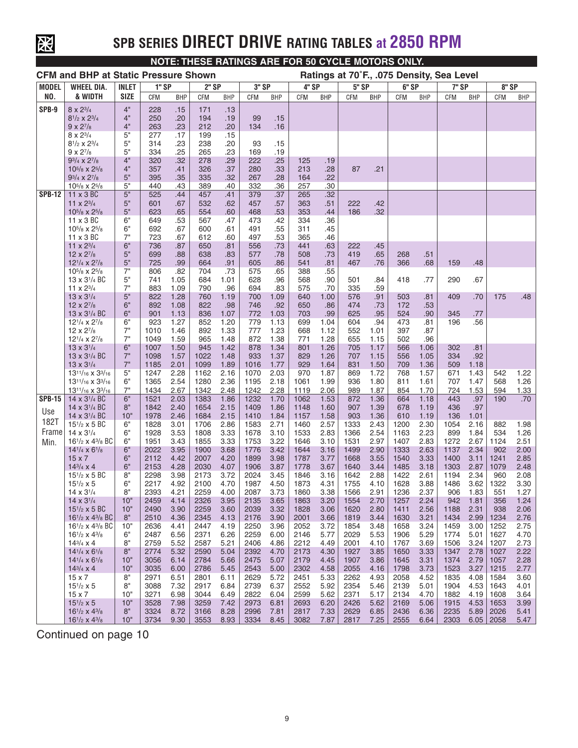# SPB SERIES DIRECT DRIVE RATING TABLES at 2850 RPM

**NOTE: THESE RATINGS ARE FOR 50 CYCLE MOTORS ONLY.**

**CFM and BHP at Static Pressure Shown** — **Ratings at 70˚F., .075 Density, Sea Level**

| MODEL NO. | WHEEL DIA. & WIDTH | INLET SIZE | 1" SP | | 2" SP | | 3" SP | | 4" SP | | 5" SP | | 6" SP | | 7" SP | | 8" SP | |
|---|---|---|---|---|---|---|---|---|---|---|---|---|---|---|---|---|---|---|
| | | | CFM | BHP | CFM | BHP | CFM | BHP | CFM | BHP | CFM | BHP | CFM | BHP | CFM | BHP | CFM | BHP |
| SPB-9 | 8 x 2¾ | 4" | 228 | .15 | 171 | .13 | | | | | | | | | | | | |
| | 8½ x 2¾ | 4" | 250 | .20 | 194 | .19 | 99 | .15 | | | | | | | | | | |
| | 9 x 2⅞ | 4" | 263 | .23 | 212 | .20 | 134 | .16 | | | | | | | | | | |
| | 8 x 2¾ | 5" | 277 | .17 | 199 | .15 | | | | | | | | | | | | |
| | 8½ x 2¾ | 5" | 314 | .23 | 238 | .20 | 93 | .15 | | | | | | | | | | |
| | 9 x 2⅞ | 5" | 334 | .25 | 265 | .23 | 169 | .19 | | | | | | | | | | |
| | 9¾ x 2⅞ | 4" | 320 | .32 | 278 | .29 | 222 | .25 | 125 | .19 | | | | | | | | |
| | 10⅝ x 2⅝ | 4" | 357 | .41 | 326 | .37 | 280 | .33 | 213 | .28 | 87 | .21 | | | | | | |
| | 9¾ x 2⅞ | 5" | 395 | .35 | 335 | .32 | 267 | .28 | 164 | .22 | | | | | | | | |
| | 10⅝ x 2⅝ | 5" | 440 | .43 | 389 | .40 | 332 | .36 | 257 | .30 | | | | | | | | |
| SPB-12 | 11 x 3 BC | 5" | 525 | .44 | 457 | .41 | 379 | .37 | 265 | .32 | | | | | | | | |
| | 11 x 2¾ | 5" | 601 | .67 | 532 | .62 | 457 | .57 | 363 | .51 | 222 | .42 | | | | | | |
| | 10⅝ x 2⅝ | 5" | 623 | .65 | 554 | .60 | 468 | .53 | 353 | .44 | 186 | .32 | | | | | | |
| | 11 x 3 BC | 6" | 649 | .53 | 567 | .47 | 473 | .42 | 334 | .36 | | | | | | | | |
| | 10⅝ x 2⅝ | 6" | 692 | .67 | 600 | .61 | 491 | .55 | 311 | .45 | | | | | | | | |
| | 11 x 3 BC | 7" | 723 | .67 | 612 | .60 | 497 | .53 | 365 | .46 | | | | | | | | |
| | 11 x 2¾ | 6" | 736 | .87 | 650 | .81 | 556 | .73 | 441 | .63 | 222 | .45 | | | | | | |
| | 12 x 2⅞ | 5" | 699 | .88 | 638 | .83 | 577 | .78 | 508 | .73 | 419 | .65 | 268 | .51 | | | | |
| | 12¼ x 2⅞ | 5" | 725 | .99 | 664 | .91 | 605 | .86 | 541 | .81 | 467 | .76 | 366 | .68 | 159 | .48 | | |
| | 10⅝ x 2⅝ | 7" | 806 | .82 | 704 | .73 | 575 | .65 | 388 | .55 | | | | | | | | |
| | 13 x 3¼ BC | 5" | 741 | 1.05 | 684 | 1.01 | 628 | .96 | 568 | .90 | 501 | .84 | 418 | .77 | 290 | .67 | | |
| | 11 x 2¾ | 7" | 883 | 1.09 | 790 | .96 | 694 | .83 | 575 | .70 | 335 | .59 | | | | | | |
| | 13 x 3¼ | 5" | 822 | 1.28 | 760 | 1.19 | 700 | 1.09 | 640 | 1.00 | 576 | .91 | 503 | .81 | 409 | .70 | 175 | .48 |
| | 12 x 2⅞ | 6" | 892 | 1.08 | 822 | .98 | 746 | .92 | 650 | .86 | 474 | .73 | 172 | .53 | | | | |
| | 13 x 3¼ BC | 6" | 901 | 1.13 | 836 | 1.07 | 772 | 1.03 | 703 | .99 | 625 | .95 | 524 | .90 | 345 | .77 | | |
| | 12¼ x 2⅞ | 6" | 923 | 1.27 | 852 | 1.20 | 779 | 1.13 | 699 | 1.04 | 604 | .94 | 473 | .81 | 196 | .56 | | |
| | 12 x 2⅞ | 7" | 1010 | 1.46 | 892 | 1.33 | 777 | 1.23 | 668 | 1.12 | 552 | 1.01 | 397 | .87 | | | | |
| | 12¼ x 2⅞ | 7" | 1049 | 1.59 | 965 | 1.48 | 872 | 1.38 | 771 | 1.28 | 655 | 1.15 | 502 | .96 | | | | |
| | 13 x 3¼ | 6" | 1007 | 1.50 | 945 | 1.42 | 878 | 1.34 | 801 | 1.26 | 705 | 1.17 | 566 | 1.06 | 302 | .81 | | |
| | 13 x 3¼ BC | 7" | 1098 | 1.57 | 1022 | 1.48 | 933 | 1.37 | 829 | 1.26 | 707 | 1.15 | 556 | 1.05 | 334 | .92 | | |
| | 13 x 3¼ | 7" | 1185 | 2.01 | 1099 | 1.89 | 1016 | 1.77 | 929 | 1.64 | 831 | 1.50 | 709 | 1.36 | 509 | 1.18 | | |
| | 13¹¹⁄₁₆ x 3³⁄₁₆ | 5" | 1247 | 2.28 | 1162 | 2.16 | 1070 | 2.03 | 970 | 1.87 | 869 | 1.72 | 768 | 1.57 | 671 | 1.43 | 542 | 1.22 |
| | 13¹¹⁄₁₆ x 3³⁄₁₆ | 6" | 1365 | 2.54 | 1280 | 2.36 | 1195 | 2.18 | 1061 | 1.99 | 936 | 1.80 | 811 | 1.61 | 707 | 1.47 | 568 | 1.26 |
| | 13¹¹⁄₁₆ x 3³⁄₁₆ | 7" | 1434 | 2.67 | 1342 | 2.48 | 1242 | 2.28 | 1119 | 2.06 | 989 | 1.87 | 854 | 1.70 | 724 | 1.53 | 594 | 1.33 |
| SPB-15 | 14 x 3¼ BC | 6" | 1521 | 2.03 | 1383 | 1.86 | 1232 | 1.70 | 1062 | 1.53 | 872 | 1.36 | 664 | 1.18 | 443 | .97 | 190 | .70 |
| Use | 14 x 3¼ BC | 8" | 1842 | 2.40 | 1654 | 2.15 | 1409 | 1.86 | 1148 | 1.60 | 907 | 1.39 | 678 | 1.19 | 436 | .97 | | |
| 182T | 14 x 3¼ BC | 10" | 1978 | 2.46 | 1684 | 2.15 | 1410 | 1.84 | 1157 | 1.58 | 903 | 1.36 | 610 | 1.19 | 136 | 1.01 | | |
| Frame | 15½ x 5 BC | 6" | 1828 | 3.01 | 1706 | 2.86 | 1583 | 2.71 | 1460 | 2.57 | 1333 | 2.43 | 1200 | 2.30 | 1054 | 2.16 | 882 | 1.98 |
| Min. | 14 x 3¼ | 6" | 1928 | 3.53 | 1808 | 3.33 | 1678 | 3.10 | 1533 | 2.83 | 1366 | 2.54 | 1163 | 2.23 | 899 | 1.84 | 534 | 1.26 |
| | 16½ x 4⅜ BC | 6" | 1951 | 3.43 | 1855 | 3.33 | 1753 | 3.22 | 1646 | 3.10 | 1531 | 2.97 | 1407 | 2.83 | 1272 | 2.67 | 1124 | 2.51 |
| | 14¼ x 6⅛ | 6" | 2022 | 3.95 | 1900 | 3.68 | 1776 | 3.42 | 1644 | 3.16 | 1499 | 2.90 | 1333 | 2.63 | 1137 | 2.34 | 902 | 2.00 |
| | 15 x 7 | 6" | 2112 | 4.42 | 2007 | 4.20 | 1899 | 3.98 | 1787 | 3.77 | 1668 | 3.55 | 1540 | 3.33 | 1400 | 3.11 | 1241 | 2.85 |
| | 14¾ x 4 | 6" | 2153 | 4.28 | 2030 | 4.07 | 1906 | 3.87 | 1778 | 3.67 | 1640 | 3.44 | 1485 | 3.18 | 1303 | 2.87 | 1079 | 2.48 |
| | 15½ x 5 BC | 8" | 2298 | 3.98 | 2173 | 3.72 | 2024 | 3.45 | 1846 | 3.16 | 1642 | 2.88 | 1422 | 2.61 | 1194 | 2.34 | 960 | 2.08 |
| | 15½ x 5 | 6" | 2217 | 4.92 | 2100 | 4.70 | 1987 | 4.50 | 1873 | 4.31 | 1755 | 4.10 | 1628 | 3.88 | 1486 | 3.62 | 1322 | 3.30 |
| | 14 x 3¼ | 8" | 2393 | 4.21 | 2259 | 4.00 | 2087 | 3.73 | 1860 | 3.38 | 1566 | 2.91 | 1236 | 2.37 | 906 | 1.83 | 551 | 1.27 |
| | 14 x 3¼ | 10" | 2459 | 4.14 | 2326 | 3.95 | 2135 | 3.65 | 1863 | 3.20 | 1554 | 2.70 | 1257 | 2.24 | 942 | 1.81 | 356 | 1.24 |
| | 15½ x 5 BC | 10" | 2490 | 3.90 | 2259 | 3.60 | 2039 | 3.32 | 1828 | 3.06 | 1620 | 2.80 | 1411 | 2.56 | 1188 | 2.31 | 938 | 2.06 |
| | 16½ x 4⅜ BC | 8" | 2510 | 4.36 | 2345 | 4.13 | 2176 | 3.90 | 2001 | 3.66 | 1819 | 3.44 | 1630 | 3.21 | 1434 | 2.99 | 1234 | 2.76 |
| | 16½ x 4⅜ BC | 10" | 2636 | 4.41 | 2447 | 4.19 | 2250 | 3.96 | 2052 | 3.72 | 1854 | 3.48 | 1658 | 3.24 | 1459 | 3.00 | 1252 | 2.75 |
| | 16½ x 4⅜ | 6" | 2487 | 6.56 | 2371 | 6.26 | 2259 | 6.00 | 2146 | 5.77 | 2029 | 5.53 | 1906 | 5.29 | 1774 | 5.01 | 1627 | 4.70 |
| | 14¾ x 4 | 8" | 2759 | 5.52 | 2587 | 5.21 | 2406 | 4.86 | 2212 | 4.49 | 2001 | 4.10 | 1767 | 3.69 | 1506 | 3.24 | 1207 | 2.73 |
| | 14¼ x 6⅛ | 8" | 2774 | 5.32 | 2590 | 5.04 | 2392 | 4.70 | 2173 | 4.30 | 1927 | 3.85 | 1650 | 3.33 | 1347 | 2.78 | 1027 | 2.22 |
| | 14¼ x 6⅛ | 10" | 3056 | 6.14 | 2784 | 5.66 | 2475 | 5.07 | 2179 | 4.45 | 1907 | 3.86 | 1645 | 3.31 | 1374 | 2.79 | 1057 | 2.28 |
| | 14¾ x 4 | 10" | 3035 | 6.00 | 2786 | 5.45 | 2543 | 5.00 | 2302 | 4.58 | 2055 | 4.16 | 1798 | 3.73 | 1523 | 3.27 | 1215 | 2.77 |
| | 15 x 7 | 8" | 2971 | 6.51 | 2801 | 6.11 | 2629 | 5.72 | 2451 | 5.33 | 2262 | 4.93 | 2058 | 4.52 | 1835 | 4.08 | 1584 | 3.60 |
| | 15½ x 5 | 8" | 3088 | 7.32 | 2917 | 6.84 | 2739 | 6.37 | 2552 | 5.92 | 2354 | 5.46 | 2139 | 5.01 | 1904 | 4.53 | 1643 | 4.01 |
| | 15 x 7 | 10" | 3271 | 6.98 | 3044 | 6.49 | 2822 | 6.04 | 2599 | 5.62 | 2371 | 5.17 | 2134 | 4.70 | 1882 | 4.19 | 1608 | 3.64 |
| | 15½ x 5 | 10" | 3528 | 7.98 | 3259 | 7.42 | 2973 | 6.81 | 2693 | 6.20 | 2426 | 5.62 | 2169 | 5.06 | 1915 | 4.53 | 1653 | 3.99 |
| | 16½ x 4⅜ | 8" | 3324 | 8.72 | 3166 | 8.28 | 2996 | 7.81 | 2817 | 7.33 | 2629 | 6.85 | 2436 | 6.36 | 2235 | 5.89 | 2026 | 5.41 |
| | 16½ x 4⅜ | 10" | 3734 | 9.30 | 3553 | 8.93 | 3334 | 8.45 | 3082 | 7.87 | 2817 | 7.25 | 2555 | 6.64 | 2303 | 6.05 | 2058 | 5.47 |

Continued on page 10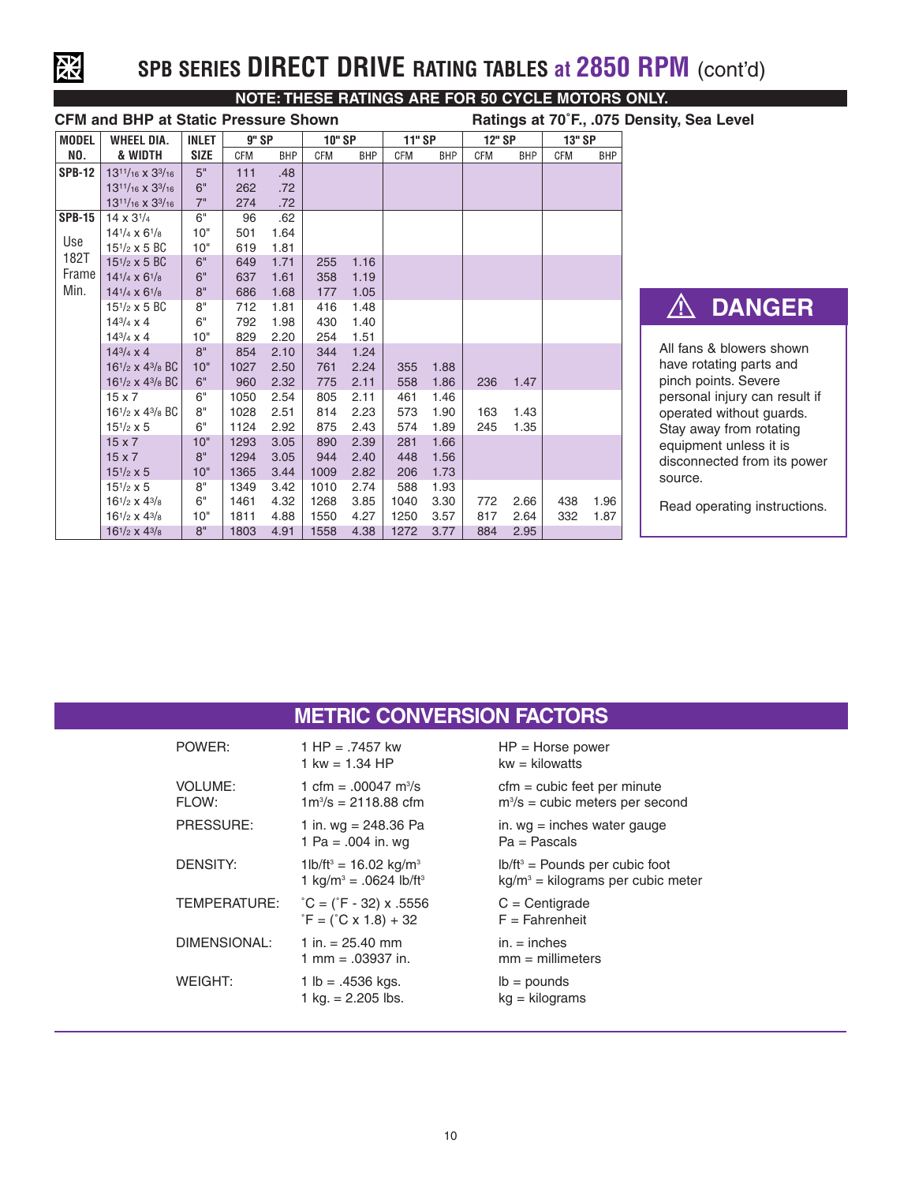# SPB SERIES DIRECT DRIVE RATING TABLES at 2850 RPM (cont'd)

**NOTE: THESE RATINGS ARE FOR 50 CYCLE MOTORS ONLY.**

**CFM and BHP at Static Pressure Shown** — **Ratings at 70˚F., .075 Density, Sea Level**

| MODEL NO. | WHEEL DIA. & WIDTH | INLET SIZE | 9" SP | | 10" SP | | 11" SP | | 12" SP | | 13" SP | |
|---|---|---|---|---|---|---|---|---|---|---|---|---|
| | | | CFM | BHP | CFM | BHP | CFM | BHP | CFM | BHP | CFM | BHP |
| SPB-12 | 13 11/16 x 3 3/16 | 5" | 111 | .48 | | | | | | | | |
| | 13 11/16 x 3 3/16 | 6" | 262 | .72 | | | | | | | | |
| | 13 11/16 x 3 3/16 | 7" | 274 | .72 | | | | | | | | |
| SPB-15 | 14 x 3 1/4 | 6" | 96 | .62 | | | | | | | | |
| Use 182T Frame Min. | 14 1/4 x 6 1/8 | 10" | 501 | 1.64 | | | | | | | | |
| | 15 1/2 x 5 BC | 10" | 619 | 1.81 | | | | | | | | |
| | 15 1/2 x 5 BC | 6" | 649 | 1.71 | 255 | 1.16 | | | | | | |
| | 14 1/4 x 6 1/8 | 6" | 637 | 1.61 | 358 | 1.19 | | | | | | |
| | 14 1/4 x 6 1/8 | 8" | 686 | 1.68 | 177 | 1.05 | | | | | | |
| | 15 1/2 x 5 BC | 8" | 712 | 1.81 | 416 | 1.48 | | | | | | |
| | 14 3/4 x 4 | 6" | 792 | 1.98 | 430 | 1.40 | | | | | | |
| | 14 3/4 x 4 | 10" | 829 | 2.20 | 254 | 1.51 | | | | | | |
| | 14 3/4 x 4 | 8" | 854 | 2.10 | 344 | 1.24 | | | | | | |
| | 16 1/2 x 4 3/8 BC | 10" | 1027 | 2.50 | 761 | 2.24 | 355 | 1.88 | | | | |
| | 16 1/2 x 4 3/8 BC | 6" | 960 | 2.32 | 775 | 2.11 | 558 | 1.86 | 236 | 1.47 | | |
| | 15 x 7 | 6" | 1050 | 2.54 | 805 | 2.11 | 461 | 1.46 | | | | |
| | 16 1/2 x 4 3/8 BC | 8" | 1028 | 2.51 | 814 | 2.23 | 573 | 1.90 | 163 | 1.43 | | |
| | 15 1/2 x 5 | 6" | 1124 | 2.92 | 875 | 2.43 | 574 | 1.89 | 245 | 1.35 | | |
| | 15 x 7 | 10" | 1293 | 3.05 | 890 | 2.39 | 281 | 1.66 | | | | |
| | 15 x 7 | 8" | 1294 | 3.05 | 944 | 2.40 | 448 | 1.56 | | | | |
| | 15 1/2 x 5 | 10" | 1365 | 3.44 | 1009 | 2.82 | 206 | 1.73 | | | | |
| | 15 1/2 x 5 | 8" | 1349 | 3.42 | 1010 | 2.74 | 588 | 1.93 | | | | |
| | 16 1/2 x 4 3/8 | 6" | 1461 | 4.32 | 1268 | 3.85 | 1040 | 3.30 | 772 | 2.66 | 438 | 1.96 |
| | 16 1/2 x 4 3/8 | 10" | 1811 | 4.88 | 1550 | 4.27 | 1250 | 3.57 | 817 | 2.64 | 332 | 1.87 |
| | 16 1/2 x 4 3/8 | 8" | 1803 | 4.91 | 1558 | 4.38 | 1272 | 3.77 | 884 | 2.95 | | |

**⚠ DANGER**

All fans & blowers shown have rotating parts and pinch points. Severe personal injury can result if operated without guards. Stay away from rotating equipment unless it is disconnected from its power source.

Read operating instructions.

## METRIC CONVERSION FACTORS

| | | |
|---|---|---|
| POWER: | 1 HP = .7457 kw<br>1 kw = 1.34 HP | HP = Horse power<br>kw = kilowatts |
| VOLUME: FLOW: | 1 cfm = .00047 $m^3/s$<br>$1m^3/s$ = 2118.88 cfm | cfm = cubic feet per minute<br>$m^3/s$ = cubic meters per second |
| PRESSURE: | 1 in. wg = 248.36 Pa<br>1 Pa = .004 in. wg | in. wg = inches water gauge<br>Pa = Pascals |
| DENSITY: | 1lb/ft³ = 16.02 kg/m³<br>1 kg/m³ = .0624 lb/ft³ | lb/ft³ = Pounds per cubic foot<br>kg/m³ = kilograms per cubic meter |
| TEMPERATURE: | ˚C = (˚F - 32) x .5556<br>˚F = (˚C x 1.8) + 32 | C = Centigrade<br>F = Fahrenheit |
| DIMENSIONAL: | 1 in. = 25.40 mm<br>1 mm = .03937 in. | in. = inches<br>mm = millimeters |
| WEIGHT: | 1 lb = .4536 kgs.<br>1 kg. = 2.205 lbs. | lb = pounds<br>kg = kilograms |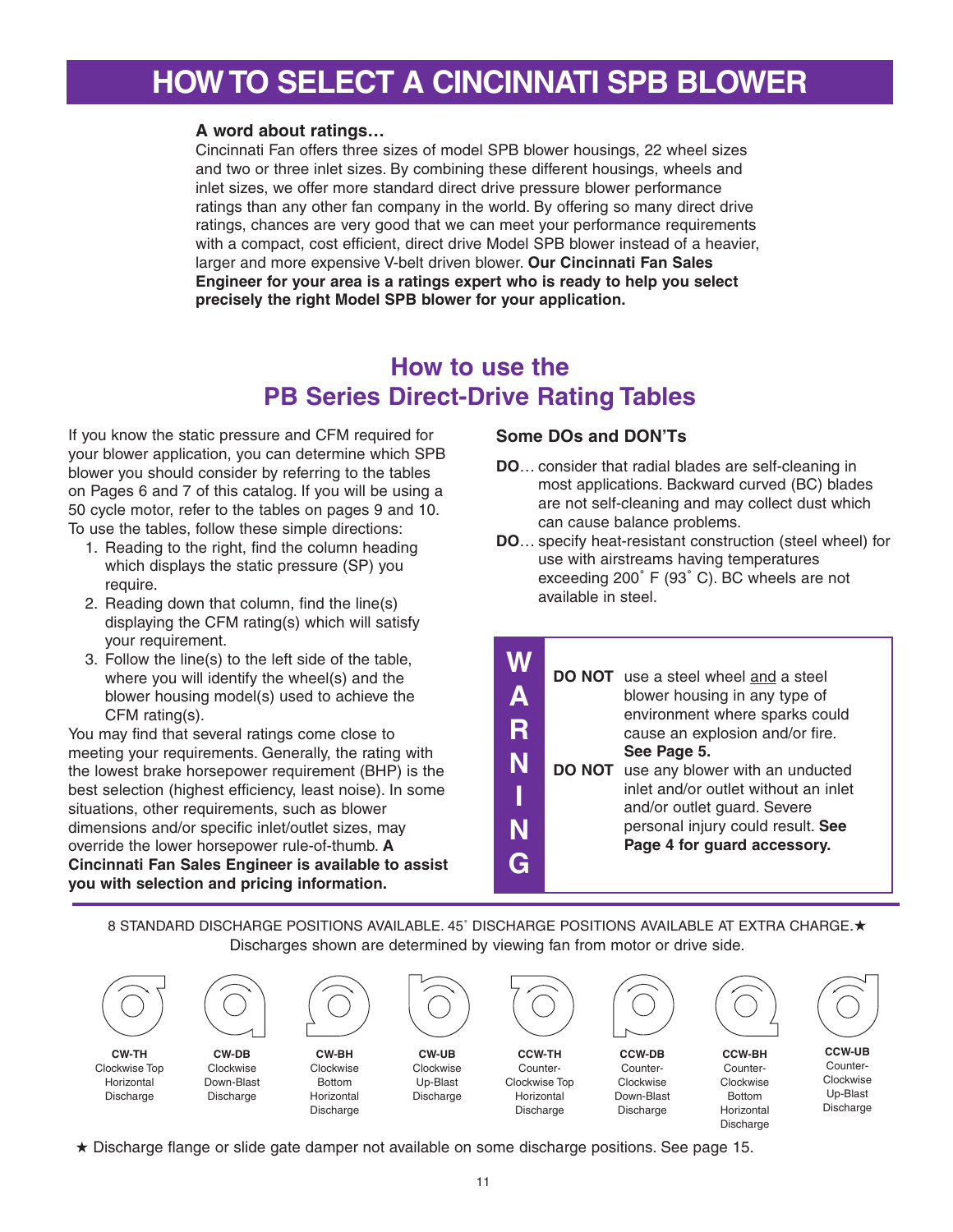# HOW TO SELECT A CINCINNATI SPB BLOWER

**A word about ratings…**

Cincinnati Fan offers three sizes of model SPB blower housings, 22 wheel sizes and two or three inlet sizes. By combining these different housings, wheels and inlet sizes, we offer more standard direct drive pressure blower performance ratings than any other fan company in the world. By offering so many direct drive ratings, chances are very good that we can meet your performance requirements with a compact, cost efficient, direct drive Model SPB blower instead of a heavier, larger and more expensive V-belt driven blower. **Our Cincinnati Fan Sales Engineer for your area is a ratings expert who is ready to help you select precisely the right Model SPB blower for your application.**

## How to use the PB Series Direct-Drive Rating Tables

If you know the static pressure and CFM required for your blower application, you can determine which SPB blower you should consider by referring to the tables on Pages 6 and 7 of this catalog. If you will be using a 50 cycle motor, refer to the tables on pages 9 and 10. To use the tables, follow these simple directions:

1. Reading to the right, find the column heading which displays the static pressure (SP) you require.
2. Reading down that column, find the line(s) displaying the CFM rating(s) which will satisfy your requirement.
3. Follow the line(s) to the left side of the table, where you will identify the wheel(s) and the blower housing model(s) used to achieve the CFM rating(s).

You may find that several ratings come close to meeting your requirements. Generally, the rating with the lowest brake horsepower requirement (BHP) is the best selection (highest efficiency, least noise). In some situations, other requirements, such as blower dimensions and/or specific inlet/outlet sizes, may override the lower horsepower rule-of-thumb. **A Cincinnati Fan Sales Engineer is available to assist you with selection and pricing information.**

### Some DOs and DON'Ts

**DO**… consider that radial blades are self-cleaning in most applications. Backward curved (BC) blades are not self-cleaning and may collect dust which can cause balance problems.

**DO**… specify heat-resistant construction (steel wheel) for use with airstreams having temperatures exceeding 200˚ F (93˚ C). BC wheels are not available in steel.

**WARNING**

**DO NOT** use a steel wheel and a steel blower housing in any type of environment where sparks could cause an explosion and/or fire. **See Page 5.**

**DO NOT** use any blower with an unducted inlet and/or outlet without an inlet and/or outlet guard. Severe personal injury could result. **See Page 4 for guard accessory.**

8 STANDARD DISCHARGE POSITIONS AVAILABLE. 45˚ DISCHARGE POSITIONS AVAILABLE AT EXTRA CHARGE.★
Discharges shown are determined by viewing fan from motor or drive side.

- **CW-TH** Clockwise Top Horizontal Discharge
- **CW-DB** Clockwise Down-Blast Discharge
- **CW-BH** Clockwise Bottom Horizontal Discharge
- **CW-UB** Clockwise Up-Blast Discharge
- **CCW-TH** Counter-Clockwise Top Horizontal Discharge
- **CCW-DB** Counter-Clockwise Down-Blast Discharge
- **CCW-BH** Counter-Clockwise Bottom Horizontal Discharge
- **CCW-UB** Counter-Clockwise Up-Blast Discharge

★ Discharge flange or slide gate damper not available on some discharge positions. See page 15.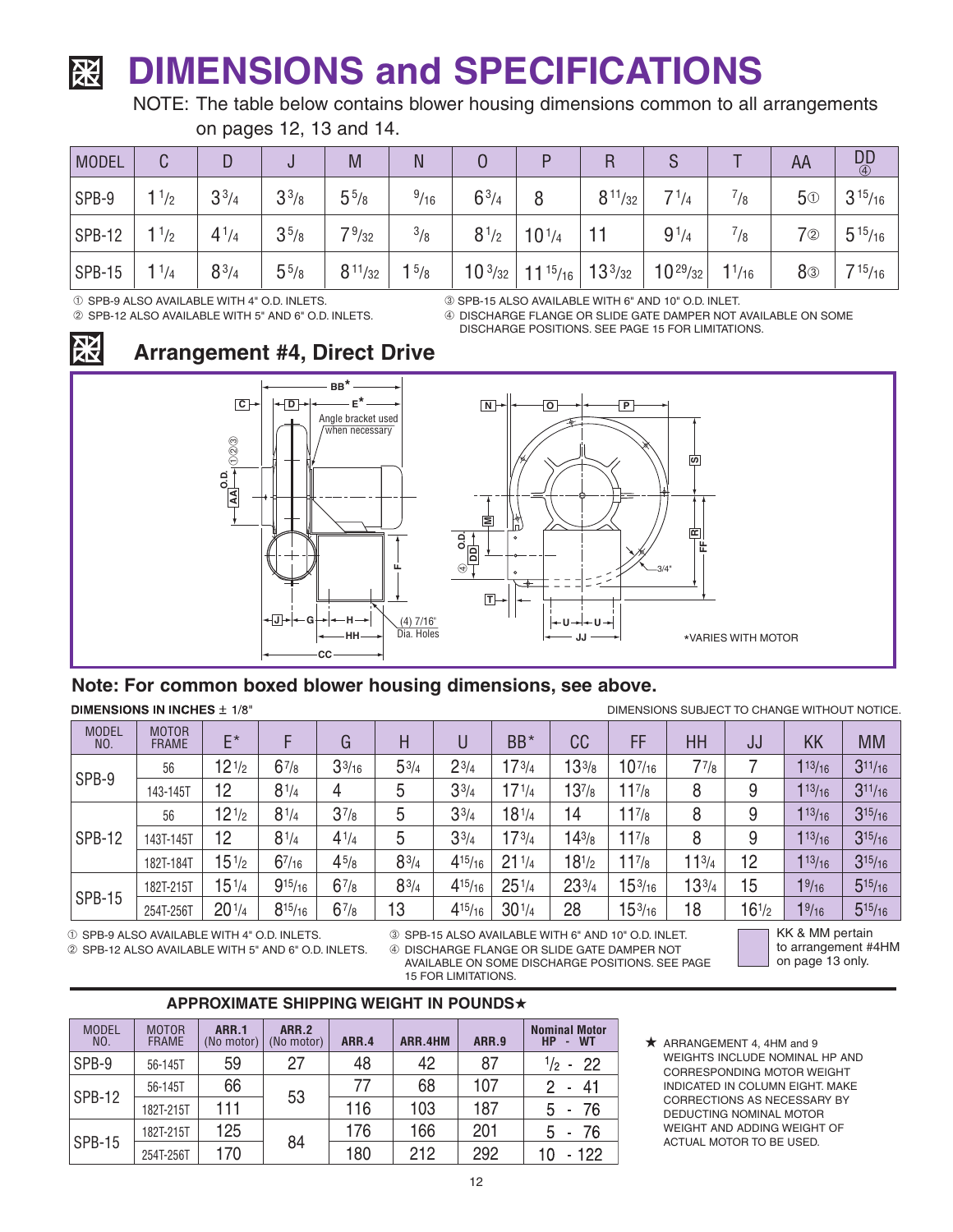# DIMENSIONS and SPECIFICATIONS

NOTE: The table below contains blower housing dimensions common to all arrangements on pages 12, 13 and 14.

| MODEL | C | D | J | M | N | O | P | R | S | T | AA | DD ④ |
|---|---|---|---|---|---|---|---|---|---|---|---|---|
| SPB-9 | 1 1/2 | 3 3/4 | 3 3/8 | 5 5/8 | 9/16 | 6 3/4 | 8 | 8 11/32 | 7 1/4 | 7/8 | 5① | 3 15/16 |
| SPB-12 | 1 1/2 | 4 1/4 | 3 5/8 | 7 9/32 | 3/8 | 8 1/2 | 10 1/4 | 11 | 9 1/4 | 7/8 | 7② | 5 15/16 |
| SPB-15 | 1 1/4 | 8 3/4 | 5 5/8 | 8 11/32 | 1 5/8 | 10 3/32 | 11 15/16 | 13 3/32 | 10 29/32 | 1 1/16 | 8③ | 7 15/16 |

① SPB-9 ALSO AVAILABLE WITH 4" O.D. INLETS.
② SPB-12 ALSO AVAILABLE WITH 5" AND 6" O.D. INLETS.
③ SPB-15 ALSO AVAILABLE WITH 6" AND 10" O.D. INLET.
④ DISCHARGE FLANGE OR SLIDE GATE DAMPER NOT AVAILABLE ON SOME DISCHARGE POSITIONS. SEE PAGE 15 FOR LIMITATIONS.

## Arrangement #4, Direct Drive

BB* — E* — C — D — Angle bracket used when necessary — O.D. AA ①②③ — F — J — G — H — HH — CC — (4) 7/16" Dia. Holes

N — O — P — S — M — O.D. DD ④ — R — FF — 3/4" — T — U — U — JJ

*VARIES WITH MOTOR

### Note: For common boxed blower housing dimensions, see above.

**DIMENSIONS IN INCHES ± 1/8"** DIMENSIONS SUBJECT TO CHANGE WITHOUT NOTICE.

| MODEL NO. | MOTOR FRAME | E* | F | G | H | U | BB* | CC | FF | HH | JJ | KK | MM |
|---|---|---|---|---|---|---|---|---|---|---|---|---|---|
| SPB-9 | 56 | 12 1/2 | 6 7/8 | 3 3/16 | 5 3/4 | 2 3/4 | 17 3/4 | 13 3/8 | 10 7/16 | 7 7/8 | 7 | 1 13/16 | 3 11/16 |
| | 143-145T | 12 | 8 1/4 | 4 | 5 | 3 3/4 | 17 1/4 | 13 7/8 | 11 7/8 | 8 | 9 | 1 13/16 | 3 11/16 |
| SPB-12 | 56 | 12 1/2 | 8 1/4 | 3 7/8 | 5 | 3 3/4 | 18 1/4 | 14 | 11 7/8 | 8 | 9 | 1 13/16 | 3 15/16 |
| | 143T-145T | 12 | 8 1/4 | 4 1/4 | 5 | 3 3/4 | 17 3/4 | 14 3/8 | 11 7/8 | 8 | 9 | 1 13/16 | 3 15/16 |
| | 182T-184T | 15 1/2 | 6 7/16 | 4 5/8 | 8 3/4 | 4 15/16 | 21 1/4 | 18 1/2 | 11 7/8 | 11 3/4 | 12 | 1 13/16 | 3 15/16 |
| SPB-15 | 182T-215T | 15 1/4 | 9 15/16 | 6 7/8 | 8 3/4 | 4 15/16 | 25 1/4 | 23 3/4 | 15 3/16 | 13 3/4 | 15 | 1 9/16 | 5 15/16 |
| | 254T-256T | 20 1/4 | 8 15/16 | 6 7/8 | 13 | 4 15/16 | 30 1/4 | 28 | 15 3/16 | 18 | 16 1/2 | 1 9/16 | 5 15/16 |

① SPB-9 ALSO AVAILABLE WITH 4" O.D. INLETS.
② SPB-12 ALSO AVAILABLE WITH 5" AND 6" O.D. INLETS.
③ SPB-15 ALSO AVAILABLE WITH 6" AND 10" O.D. INLET.
④ DISCHARGE FLANGE OR SLIDE GATE DAMPER NOT AVAILABLE ON SOME DISCHARGE POSITIONS. SEE PAGE 15 FOR LIMITATIONS.

KK & MM pertain to arrangement #4HM on page 13 only.

### APPROXIMATE SHIPPING WEIGHT IN POUNDS★

| MODEL NO. | MOTOR FRAME | ARR.1 (No motor) | ARR.2 (No motor) | ARR.4 | ARR.4HM | ARR.9 | Nominal Motor HP - WT |
|---|---|---|---|---|---|---|---|
| SPB-9 | 56-145T | 59 | 27 | 48 | 42 | 87 | 1/2 - 22 |
| SPB-12 | 56-145T | 66 | 53 | 77 | 68 | 107 | 2 - 41 |
| | 182T-215T | 111 | | 116 | 103 | 187 | 5 - 76 |
| SPB-15 | 182T-215T | 125 | 84 | 176 | 166 | 201 | 5 - 76 |
| | 254T-256T | 170 | | 180 | 212 | 292 | 10 - 122 |

★ ARRANGEMENT 4, 4HM and 9 WEIGHTS INCLUDE NOMINAL HP AND CORRESPONDING MOTOR WEIGHT INDICATED IN COLUMN EIGHT. MAKE CORRECTIONS AS NECESSARY BY DEDUCTING NOMINAL MOTOR WEIGHT AND ADDING WEIGHT OF ACTUAL MOTOR TO BE USED.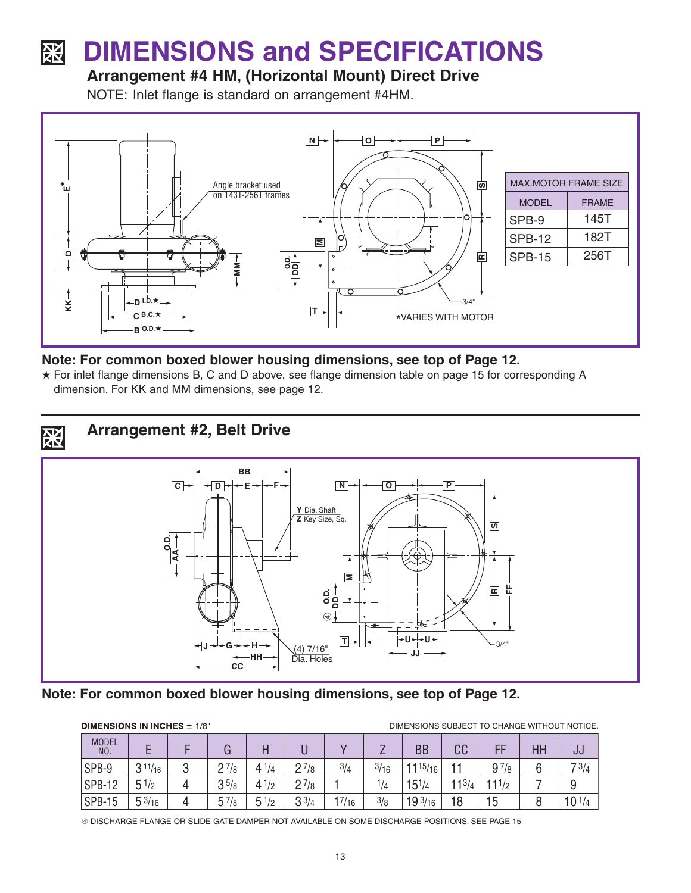# DIMENSIONS and SPECIFICATIONS

## Arrangement #4 HM, (Horizontal Mount) Direct Drive

NOTE: Inlet flange is standard on arrangement #4HM.

Angle bracket used on 143T-256T frames

*VARIES WITH MOTOR

| MAX.MOTOR FRAME SIZE | |
|---|---|
| MODEL | FRAME |
| SPB-9 | 145T |
| SPB-12 | 182T |
| SPB-15 | 256T |

**Note: For common boxed blower housing dimensions, see top of Page 12.**

★ For inlet flange dimensions B, C and D above, see flange dimension table on page 15 for corresponding A dimension. For KK and MM dimensions, see page 12.

## Arrangement #2, Belt Drive

Y Dia. Shaft
Z Key Size, Sq.

(4) 7/16" Dia. Holes

**Note: For common boxed blower housing dimensions, see top of Page 12.**

**DIMENSIONS IN INCHES ± 1/8"**

DIMENSIONS SUBJECT TO CHANGE WITHOUT NOTICE.

| MODEL NO. | E | F | G | H | U | Y | Z | BB | CC | FF | HH | JJ |
|---|---|---|---|---|---|---|---|---|---|---|---|---|
| SPB-9 | 3 11/16 | 3 | 2 7/8 | 4 1/4 | 2 7/8 | 3/4 | 3/16 | 11 15/16 | 11 | 9 7/8 | 6 | 7 3/4 |
| SPB-12 | 5 1/2 | 4 | 3 5/8 | 4 1/2 | 2 7/8 | 1 | 1/4 | 15 1/4 | 11 3/4 | 11 1/2 | 7 | 9 |
| SPB-15 | 5 3/16 | 4 | 5 7/8 | 5 1/2 | 3 3/4 | 1 7/16 | 3/8 | 19 3/16 | 18 | 15 | 8 | 10 1/4 |

④ DISCHARGE FLANGE OR SLIDE GATE DAMPER NOT AVAILABLE ON SOME DISCHARGE POSITIONS. SEE PAGE 15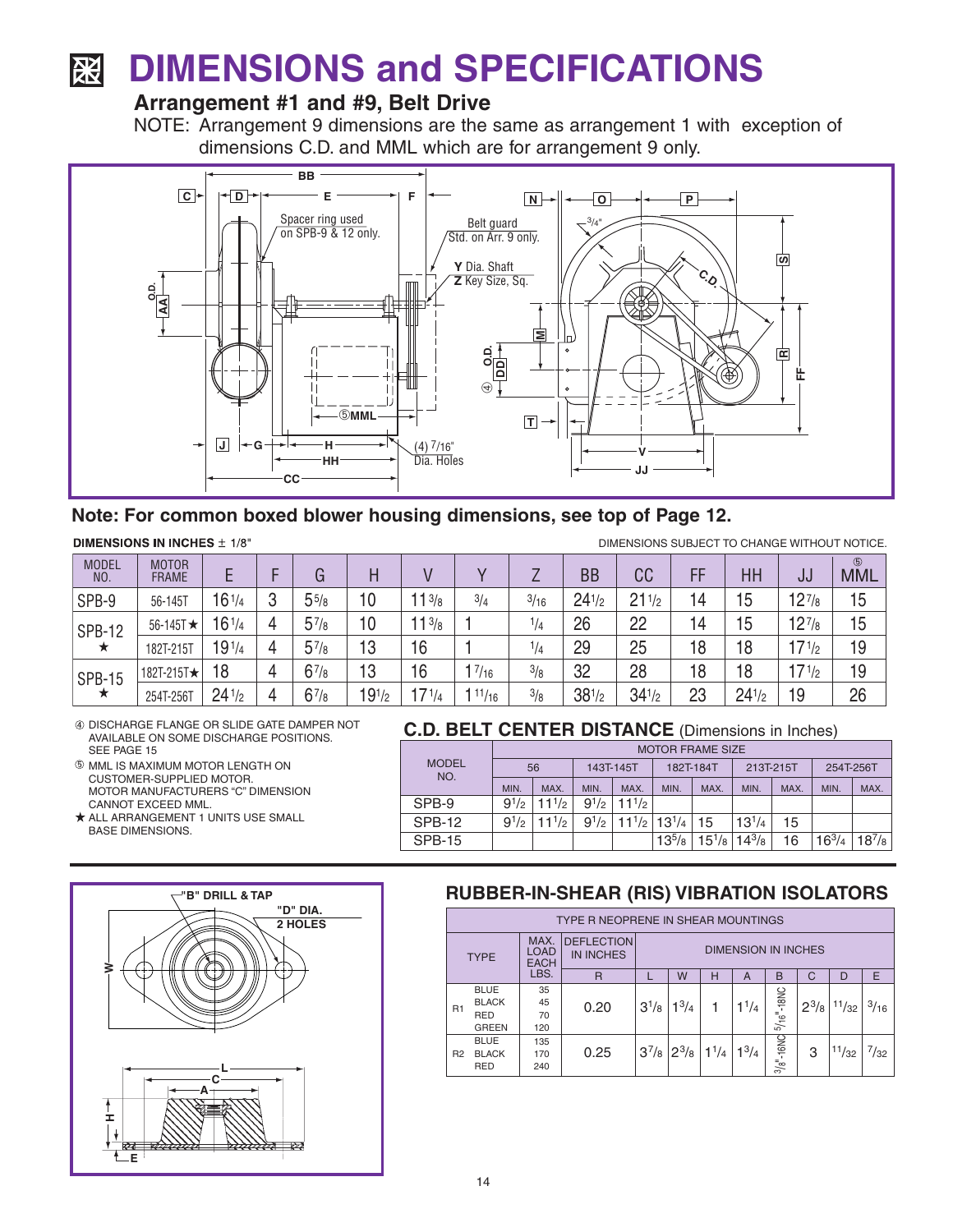# DIMENSIONS and SPECIFICATIONS

## Arrangement #1 and #9, Belt Drive

NOTE: Arrangement 9 dimensions are the same as arrangement 1 with exception of dimensions C.D. and MML which are for arrangement 9 only.

**Note: For common boxed blower housing dimensions, see top of Page 12.**

**DIMENSIONS IN INCHES** ± 1/8"

DIMENSIONS SUBJECT TO CHANGE WITHOUT NOTICE.

| MODEL NO. | MOTOR FRAME | E | F | G | H | V | Y | Z | BB | CC | FF | HH | JJ | ⑤ MML |
|---|---|---|---|---|---|---|---|---|---|---|---|---|---|---|
| SPB-9 | 56-145T | 16 1/4 | 3 | 5 5/8 | 10 | 11 3/8 | 3/4 | 3/16 | 24 1/2 | 21 1/2 | 14 | 15 | 12 7/8 | 15 |
| SPB-12 ★ | 56-145T ★ | 16 1/4 | 4 | 5 7/8 | 10 | 11 3/8 | 1 | 1/4 | 26 | 22 | 14 | 15 | 12 7/8 | 15 |
| | 182T-215T | 19 1/4 | 4 | 5 7/8 | 13 | 16 | 1 | 1/4 | 29 | 25 | 18 | 18 | 17 1/2 | 19 |
| SPB-15 ★ | 182T-215T ★ | 18 | 4 | 6 7/8 | 13 | 16 | 1 7/16 | 3/8 | 32 | 28 | 18 | 18 | 17 1/2 | 19 |
| | 254T-256T | 24 1/2 | 4 | 6 7/8 | 19 1/2 | 17 1/4 | 1 11/16 | 3/8 | 38 1/2 | 34 1/2 | 23 | 24 1/2 | 19 | 26 |

④ DISCHARGE FLANGE OR SLIDE GATE DAMPER NOT AVAILABLE ON SOME DISCHARGE POSITIONS. SEE PAGE 15

⑤ MML IS MAXIMUM MOTOR LENGTH ON CUSTOMER-SUPPLIED MOTOR. MOTOR MANUFACTURERS "C" DIMENSION CANNOT EXCEED MML.

★ ALL ARRANGEMENT 1 UNITS USE SMALL BASE DIMENSIONS.

## C.D. BELT CENTER DISTANCE (Dimensions in Inches)

| MODEL NO. | MOTOR FRAME SIZE | | | | | | | | | |
|---|---|---|---|---|---|---|---|---|---|---|
| | 56 | | 143T-145T | | 182T-184T | | 213T-215T | | 254T-256T | |
| | MIN. | MAX. | MIN. | MAX. | MIN. | MAX. | MIN. | MAX. | MIN. | MAX. |
| SPB-9 | 9 1/2 | 11 1/2 | 9 1/2 | 11 1/2 | | | | | | |
| SPB-12 | 9 1/2 | 11 1/2 | 9 1/2 | 11 1/2 | 13 1/4 | 15 | 13 1/4 | 15 | | |
| SPB-15 | | | | | 13 5/8 | 15 1/8 | 14 3/8 | 16 | 16 3/4 | 18 7/8 |

## RUBBER-IN-SHEAR (RIS) VIBRATION ISOLATORS

| TYPE R NEOPRENE IN SHEAR MOUNTINGS | | | | | | | | | | | |
|---|---|---|---|---|---|---|---|---|---|---|---|
| TYPE | | MAX. LOAD EACH LBS. | DEFLECTION IN INCHES | DIMENSION IN INCHES | | | | | | | |
| | | | R | L | W | H | A | B | C | D | E |
| R1 | BLUE | 35 | 0.20 | 3 1/8 | 1 3/4 | 1 | 1 1/4 | 5/16"-18NC | 2 3/8 | 11/32 | 3/16 |
| | BLACK | 45 | | | | | | | | | |
| | RED | 70 | | | | | | | | | |
| | GREEN | 120 | | | | | | | | | |
| R2 | BLUE | 135 | 0.25 | 3 7/8 | 2 3/8 | 1 1/4 | 1 3/4 | 3/8"-16NC | 3 | 11/32 | 7/32 |
| | BLACK | 170 | | | | | | | | | |
| | RED | 240 | | | | | | | | | |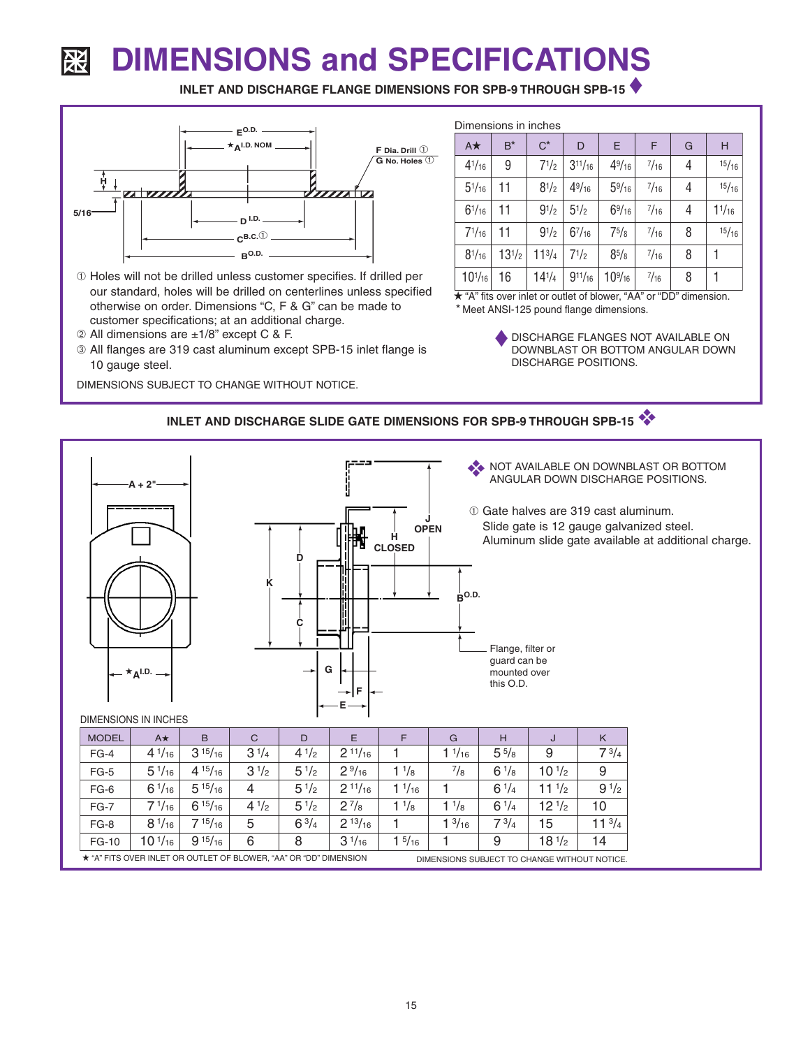# DIMENSIONS and SPECIFICATIONS

## INLETS AND DISCHARGE FLANGE DIMENSIONS FOR SPB-9 THROUGH SPB-15 ♦

E O.D.
★A I.D. NOM
F Dia. Drill ①
G No. Holes ①
H
5/16
D I.D.
C B.C.①
B O.D.

Dimensions in inches

| A★ | B* | C* | D | E | F | G | H |
|---|---|---|---|---|---|---|---|
| 4 1/16 | 9 | 7 1/2 | 3 11/16 | 4 9/16 | 7/16 | 4 | 15/16 |
| 5 1/16 | 11 | 8 1/2 | 4 9/16 | 5 9/16 | 7/16 | 4 | 15/16 |
| 6 1/16 | 11 | 9 1/2 | 5 1/2 | 6 9/16 | 7/16 | 4 | 1 1/16 |
| 7 1/16 | 11 | 9 1/2 | 6 7/16 | 7 5/8 | 7/16 | 8 | 15/16 |
| 8 1/16 | 13 1/2 | 11 3/4 | 7 1/2 | 8 5/8 | 7/16 | 8 | 1 |
| 10 1/16 | 16 | 14 1/4 | 9 11/16 | 10 9/16 | 7/16 | 8 | 1 |

★ "A" fits over inlet or outlet of blower, "AA" or "DD" dimension.
\* Meet ANSI-125 pound flange dimensions.

① Holes will not be drilled unless customer specifies. If drilled per our standard, holes will be drilled on centerlines unless specified otherwise on order. Dimensions "C, F & G" can be made to customer specifications; at an additional charge.
② All dimensions are ±1/8" except C & F.
③ All flanges are 319 cast aluminum except SPB-15 inlet flange is 10 gauge steel.

DIMENSIONS SUBJECT TO CHANGE WITHOUT NOTICE.

♦ DISCHARGE FLANGES NOT AVAILABLE ON DOWNBLAST OR BOTTOM ANGULAR DOWN DISCHARGE POSITIONS.

## INLET AND DISCHARGE SLIDE GATE DIMENSIONS FOR SPB-9 THROUGH SPB-15 ❖

A + 2"
★A I.D.
D
K
C
G
F
E
J OPEN
H CLOSED
B O.D.

Flange, filter or guard can be mounted over this O.D.

❖ NOT AVAILABLE ON DOWNBLAST OR BOTTOM ANGULAR DOWN DISCHARGE POSITIONS.

① Gate halves are 319 cast aluminum.
Slide gate is 12 gauge galvanized steel.
Aluminum slide gate available at additional charge.

DIMENSIONS IN INCHES

| MODEL | A★ | B | C | D | E | F | G | H | J | K |
|---|---|---|---|---|---|---|---|---|---|---|
| FG-4 | 4 1/16 | 3 15/16 | 3 1/4 | 4 1/2 | 2 11/16 | 1 | 1 1/16 | 5 5/8 | 9 | 7 3/4 |
| FG-5 | 5 1/16 | 4 15/16 | 3 1/2 | 5 1/2 | 2 9/16 | 1 1/8 | 7/8 | 6 1/8 | 10 1/2 | 9 |
| FG-6 | 6 1/16 | 5 15/16 | 4 | 5 1/2 | 2 11/16 | 1 1/16 | 1 | 6 1/4 | 11 1/2 | 9 1/2 |
| FG-7 | 7 1/16 | 6 15/16 | 4 1/2 | 5 1/2 | 2 7/8 | 1 1/8 | 1 1/8 | 6 1/4 | 12 1/2 | 10 |
| FG-8 | 8 1/16 | 7 15/16 | 5 | 6 3/4 | 2 13/16 | 1 | 1 3/16 | 7 3/4 | 15 | 11 3/4 |
| FG-10 | 10 1/16 | 9 15/16 | 6 | 8 | 3 1/16 | 1 5/16 | 1 | 9 | 18 1/2 | 14 |

★ "A" FITS OVER INLET OR OUTLET OF BLOWER, "AA" OR "DD" DIMENSION

DIMENSIONS SUBJECT TO CHANGE WITHOUT NOTICE.